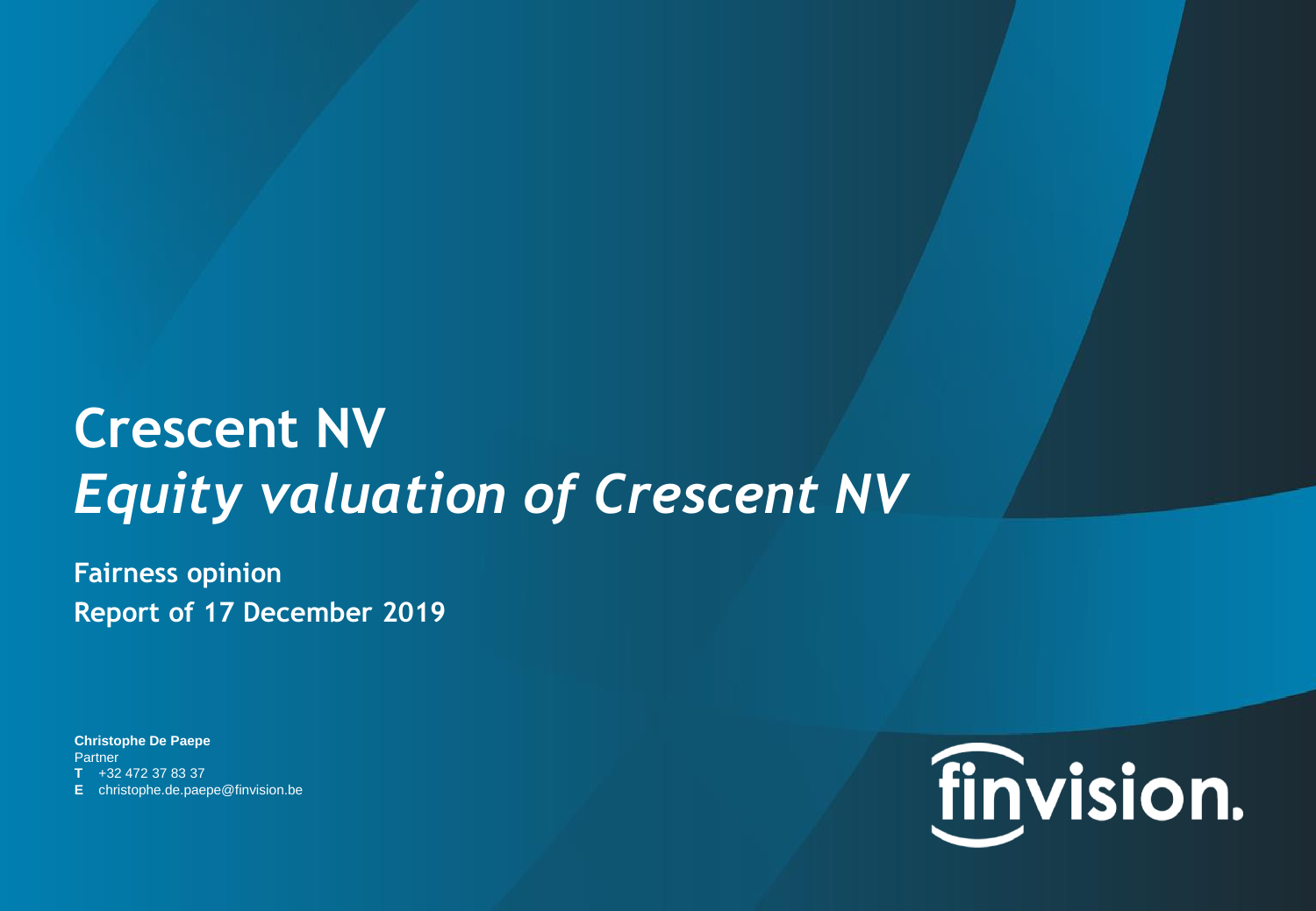# Crescent NV

## *Equity valuation of Crescent NV*

**Fairness opinion**

**Report of 17 December 2019**

**Christophe De Paepe**
Partner
**T** +32 472 37 83 37
**E** christophe.de.paepe@finvision.be

finvision.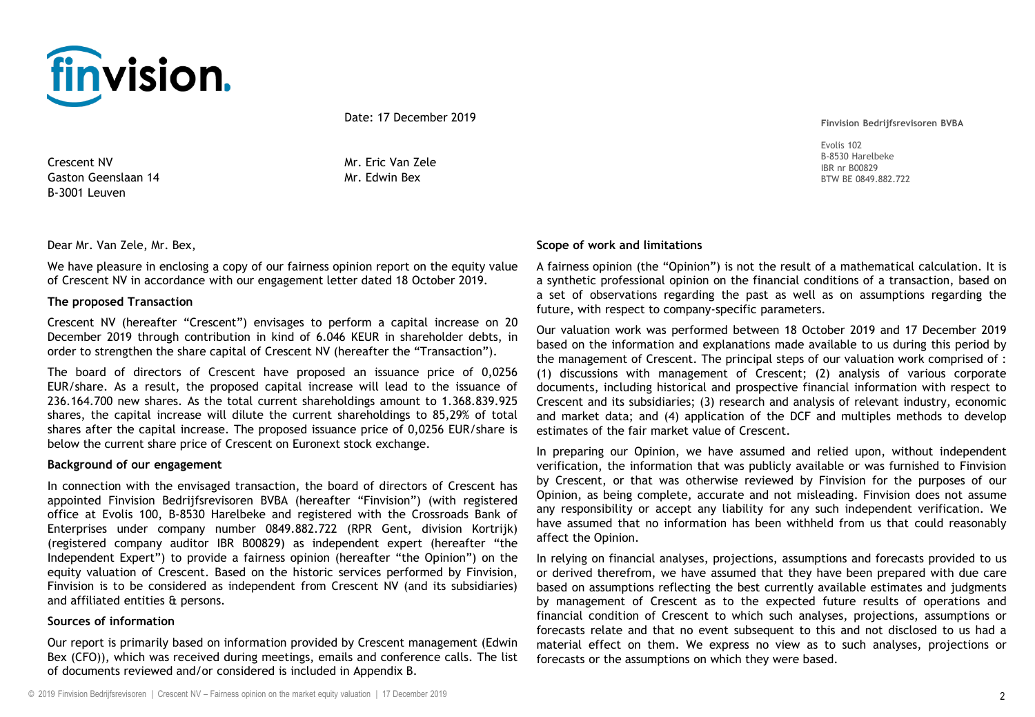Date: 17 December 2019

Crescent NV
Gaston Geenslaan 14
B-3001 Leuven

Mr. Eric Van Zele
Mr. Edwin Bex

**Finvision Bedrijfsrevisoren BVBA**

Evolis 102
B-8530 Harelbeke
IBR nr B00829
BTW BE 0849.882.722

Dear Mr. Van Zele, Mr. Bex,

We have pleasure in enclosing a copy of our fairness opinion report on the equity value of Crescent NV in accordance with our engagement letter dated 18 October 2019.

**The proposed Transaction**

Crescent NV (hereafter "Crescent") envisages to perform a capital increase on 20 December 2019 through contribution in kind of 6.046 KEUR in shareholder debts, in order to strengthen the share capital of Crescent NV (hereafter the "Transaction").

The board of directors of Crescent have proposed an issuance price of 0,0256 EUR/share. As a result, the proposed capital increase will lead to the issuance of 236.164.700 new shares. As the total current shareholdings amount to 1.368.839.925 shares, the capital increase will dilute the current shareholdings to 85,29% of total shares after the capital increase. The proposed issuance price of 0,0256 EUR/share is below the current share price of Crescent on Euronext stock exchange.

**Background of our engagement**

In connection with the envisaged transaction, the board of directors of Crescent has appointed Finvision Bedrijfsrevisoren BVBA (hereafter "Finvision") (with registered office at Evolis 100, B-8530 Harelbeke and registered with the Crossroads Bank of Enterprises under company number 0849.882.722 (RPR Gent, division Kortrijk) (registered company auditor IBR B00829) as independent expert (hereafter "the Independent Expert") to provide a fairness opinion (hereafter "the Opinion") on the equity valuation of Crescent. Based on the historic services performed by Finvision, Finvision is to be considered as independent from Crescent NV (and its subsidiaries) and affiliated entities & persons.

**Sources of information**

Our report is primarily based on information provided by Crescent management (Edwin Bex (CFO)), which was received during meetings, emails and conference calls. The list of documents reviewed and/or considered is included in Appendix B.

**Scope of work and limitations**

A fairness opinion (the "Opinion") is not the result of a mathematical calculation. It is a synthetic professional opinion on the financial conditions of a transaction, based on a set of observations regarding the past as well as on assumptions regarding the future, with respect to company-specific parameters.

Our valuation work was performed between 18 October 2019 and 17 December 2019 based on the information and explanations made available to us during this period by the management of Crescent. The principal steps of our valuation work comprised of : (1) discussions with management of Crescent; (2) analysis of various corporate documents, including historical and prospective financial information with respect to Crescent and its subsidiaries; (3) research and analysis of relevant industry, economic and market data; and (4) application of the DCF and multiples methods to develop estimates of the fair market value of Crescent.

In preparing our Opinion, we have assumed and relied upon, without independent verification, the information that was publicly available or was furnished to Finvision by Crescent, or that was otherwise reviewed by Finvision for the purposes of our Opinion, as being complete, accurate and not misleading. Finvision does not assume any responsibility or accept any liability for any such independent verification. We have assumed that no information has been withheld from us that could reasonably affect the Opinion.

In relying on financial analyses, projections, assumptions and forecasts provided to us or derived therefrom, we have assumed that they have been prepared with due care based on assumptions reflecting the best currently available estimates and judgments by management of Crescent as to the expected future results of operations and financial condition of Crescent to which such analyses, projections, assumptions or forecasts relate and that no event subsequent to this and not disclosed to us had a material effect on them. We express no view as to such analyses, projections or forecasts or the assumptions on which they were based.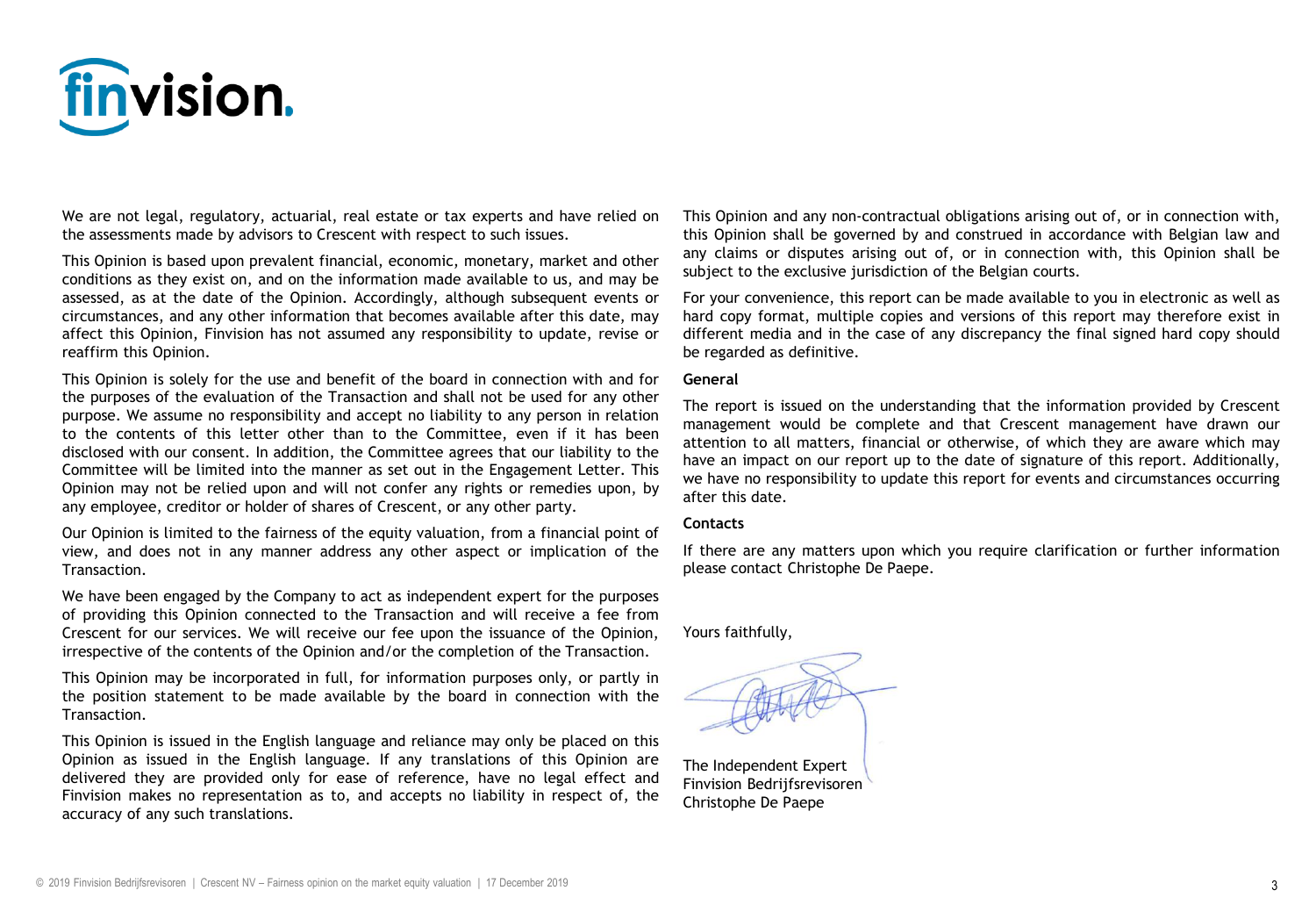We are not legal, regulatory, actuarial, real estate or tax experts and have relied on the assessments made by advisors to Crescent with respect to such issues.

This Opinion is based upon prevalent financial, economic, monetary, market and other conditions as they exist on, and on the information made available to us, and may be assessed, as at the date of the Opinion. Accordingly, although subsequent events or circumstances, and any other information that becomes available after this date, may affect this Opinion, Finvision has not assumed any responsibility to update, revise or reaffirm this Opinion.

This Opinion is solely for the use and benefit of the board in connection with and for the purposes of the evaluation of the Transaction and shall not be used for any other purpose. We assume no responsibility and accept no liability to any person in relation to the contents of this letter other than to the Committee, even if it has been disclosed with our consent. In addition, the Committee agrees that our liability to the Committee will be limited into the manner as set out in the Engagement Letter. This Opinion may not be relied upon and will not confer any rights or remedies upon, by any employee, creditor or holder of shares of Crescent, or any other party.

Our Opinion is limited to the fairness of the equity valuation, from a financial point of view, and does not in any manner address any other aspect or implication of the Transaction.

We have been engaged by the Company to act as independent expert for the purposes of providing this Opinion connected to the Transaction and will receive a fee from Crescent for our services. We will receive our fee upon the issuance of the Opinion, irrespective of the contents of the Opinion and/or the completion of the Transaction.

This Opinion may be incorporated in full, for information purposes only, or partly in the position statement to be made available by the board in connection with the Transaction.

This Opinion is issued in the English language and reliance may only be placed on this Opinion as issued in the English language. If any translations of this Opinion are delivered they are provided only for ease of reference, have no legal effect and Finvision makes no representation as to, and accepts no liability in respect of, the accuracy of any such translations.

This Opinion and any non-contractual obligations arising out of, or in connection with, this Opinion shall be governed by and construed in accordance with Belgian law and any claims or disputes arising out of, or in connection with, this Opinion shall be subject to the exclusive jurisdiction of the Belgian courts.

For your convenience, this report can be made available to you in electronic as well as hard copy format, multiple copies and versions of this report may therefore exist in different media and in the case of any discrepancy the final signed hard copy should be regarded as definitive.

**General**

The report is issued on the understanding that the information provided by Crescent management would be complete and that Crescent management have drawn our attention to all matters, financial or otherwise, of which they are aware which may have an impact on our report up to the date of signature of this report. Additionally, we have no responsibility to update this report for events and circumstances occurring after this date.

**Contacts**

If there are any matters upon which you require clarification or further information please contact Christophe De Paepe.

Yours faithfully,

The Independent Expert
Finvision Bedrijfsrevisoren
Christophe De Paepe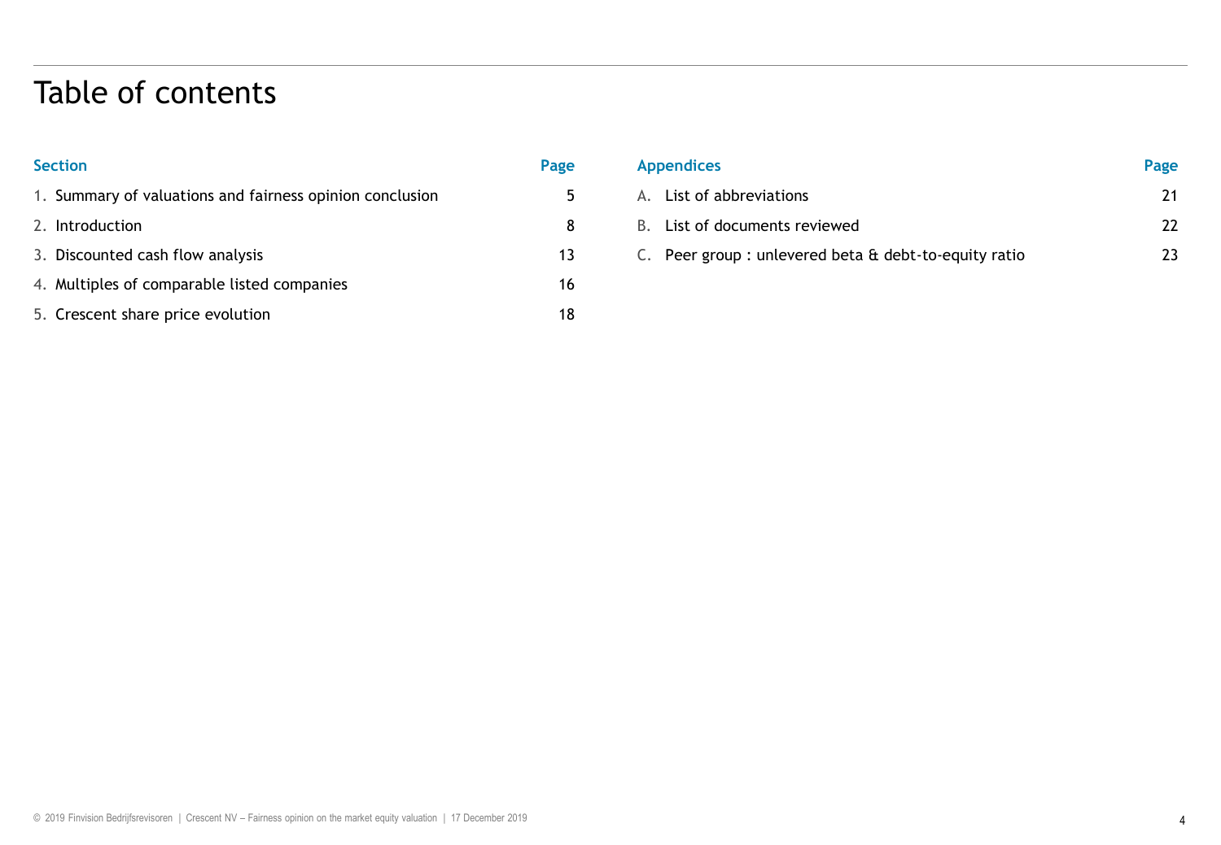# Table of contents

| Section | Page |
| --- | --- |
| 1. Summary of valuations and fairness opinion conclusion | 5 |
| 2. Introduction | 8 |
| 3. Discounted cash flow analysis | 13 |
| 4. Multiples of comparable listed companies | 16 |
| 5. Crescent share price evolution | 18 |

| Appendices | Page |
| --- | --- |
| A. List of abbreviations | 21 |
| B. List of documents reviewed | 22 |
| C. Peer group : unlevered beta & debt-to-equity ratio | 23 |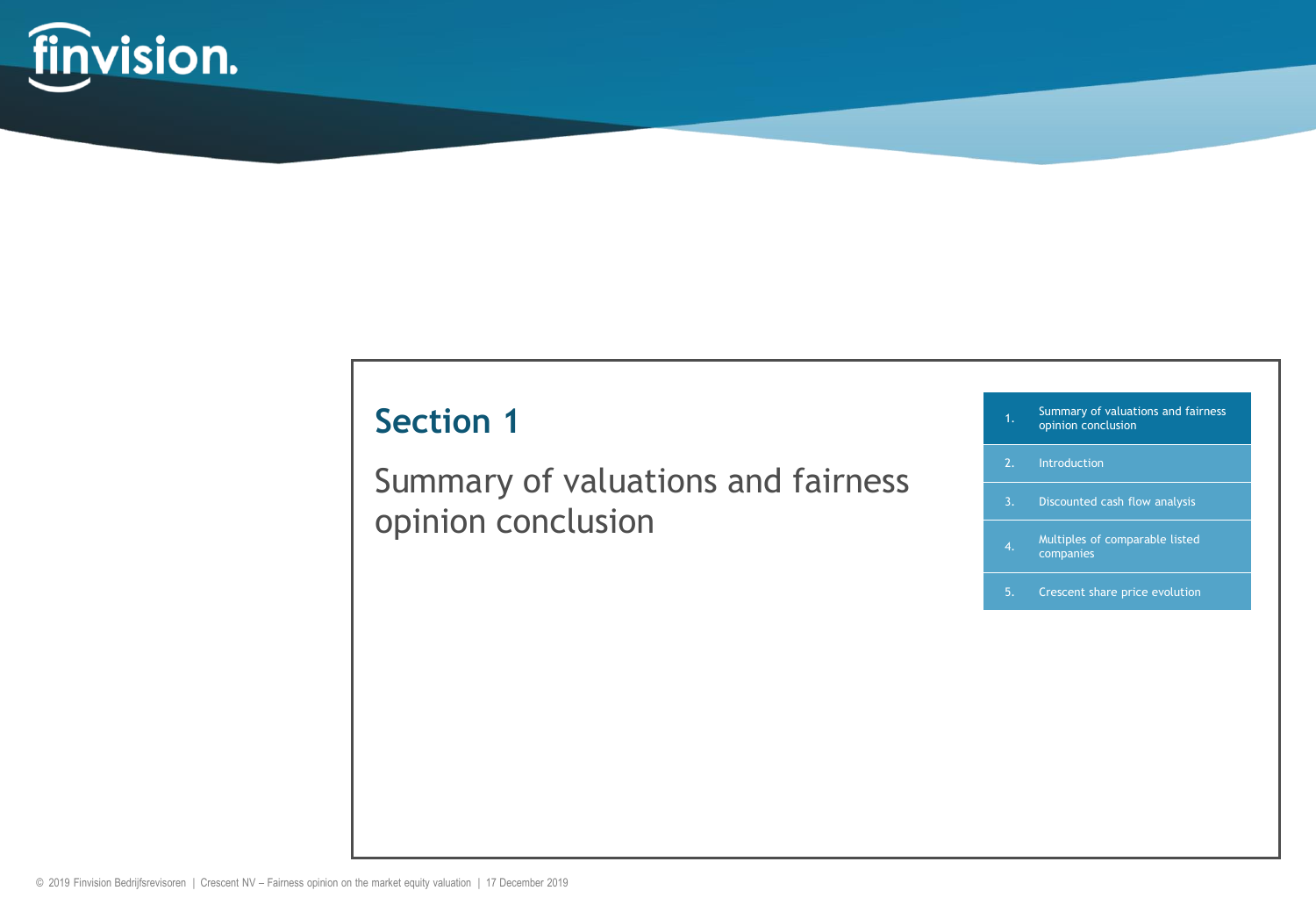# Section 1

## Summary of valuations and fairness opinion conclusion

1. Summary of valuations and fairness opinion conclusion
2. Introduction
3. Discounted cash flow analysis
4. Multiples of comparable listed companies
5. Crescent share price evolution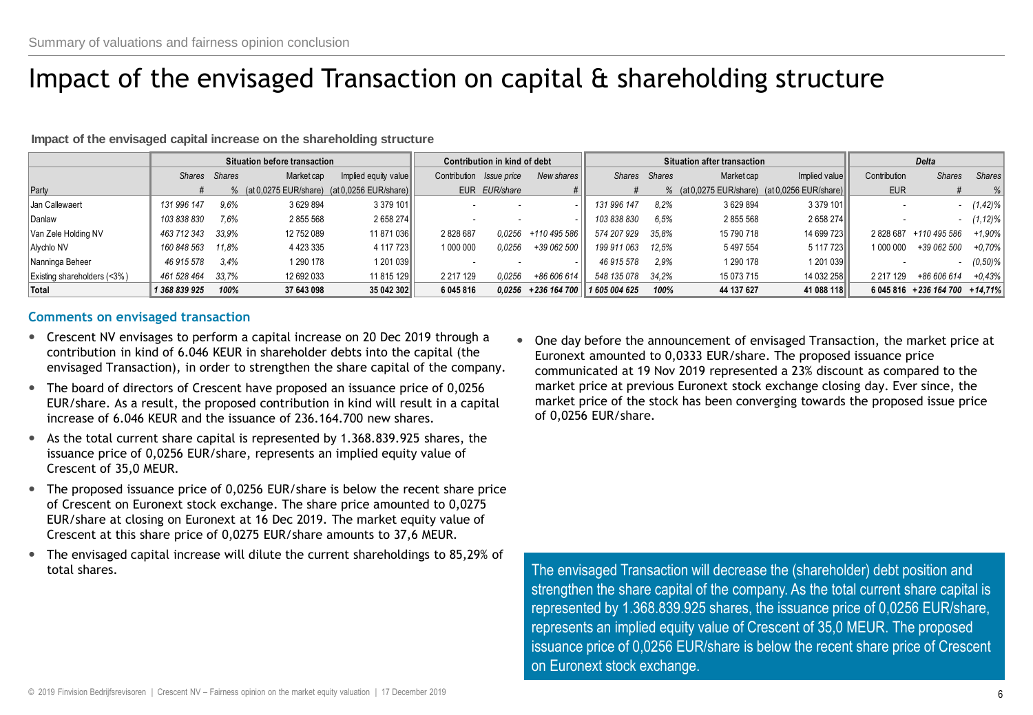Summary of valuations and fairness opinion conclusion

# Impact of the envisaged Transaction on capital & shareholding structure

**Impact of the envisaged capital increase on the shareholding structure**

| | Situation before transaction | | | | Contribution in kind of debt | | | Situation after transaction | | | | Delta | | |
|---|---|---|---|---|---|---|---|---|---|---|---|---|---|---|
| | *Shares* | *Shares* | Market cap | Implied equity value | Contribution | *Issue price* | *New shares* | *Shares* | *Shares* | Market cap | Implied value | Contribution | *Shares* | *Shares* |
| Party | *#* | *%* | (at 0,0275 EUR/share) | (at 0,0256 EUR/share) | EUR | *EUR/share* | *#* | *#* | *%* | (at 0,0275 EUR/share) | (at 0,0256 EUR/share) | EUR | *#* | *%* |
| Jan Callewaert | *131 996 147* | *9,6%* | 3 629 894 | 3 379 101 | - | - | - | *131 996 147* | *8,2%* | 3 629 894 | 3 379 101 | - | - | *(1,42)%* |
| Danlaw | *103 838 830* | *7,6%* | 2 855 568 | 2 658 274 | - | - | - | *103 838 830* | *6,5%* | 2 855 568 | 2 658 274 | - | - | *(1,12)%* |
| Van Zele Holding NV | *463 712 343* | *33,9%* | 12 752 089 | 11 871 036 | 2 828 687 | *0,0256* | *+110 495 586* | *574 207 929* | *35,8%* | 15 790 718 | 14 699 723 | 2 828 687 | *+110 495 586* | *+1,90%* |
| Alychlo NV | *160 848 563* | *11,8%* | 4 423 335 | 4 117 723 | 1 000 000 | *0,0256* | *+39 062 500* | *199 911 063* | *12,5%* | 5 497 554 | 5 117 723 | 1 000 000 | *+39 062 500* | *+0,70%* |
| Nanninga Beheer | *46 915 578* | *3,4%* | 1 290 178 | 1 201 039 | - | - | - | *46 915 578* | *2,9%* | 1 290 178 | 1 201 039 | - | - | *(0,50)%* |
| Existing shareholders (<3%) | *461 528 464* | *33,7%* | 12 692 033 | 11 815 129 | 2 217 129 | *0,0256* | *+86 606 614* | *548 135 078* | *34,2%* | 15 073 715 | 14 032 258 | 2 217 129 | *+86 606 614* | *+0,43%* |
| **Total** | ***1 368 839 925*** | ***100%*** | **37 643 098** | **35 042 302** | **6 045 816** | ***0,0256*** | ***+236 164 700*** | ***1 605 004 625*** | ***100%*** | **44 137 627** | **41 088 118** | **6 045 816** | ***+236 164 700*** | ***+14,71%*** |

### Comments on envisaged transaction

- Crescent NV envisages to perform a capital increase on 20 Dec 2019 through a contribution in kind of 6.046 KEUR in shareholder debts into the capital (the envisaged Transaction), in order to strengthen the share capital of the company.
- The board of directors of Crescent have proposed an issuance price of 0,0256 EUR/share. As a result, the proposed contribution in kind will result in a capital increase of 6.046 KEUR and the issuance of 236.164.700 new shares.
- As the total current share capital is represented by 1.368.839.925 shares, the issuance price of 0,0256 EUR/share, represents an implied equity value of Crescent of 35,0 MEUR.
- The proposed issuance price of 0,0256 EUR/share is below the recent share price of Crescent on Euronext stock exchange. The share price amounted to 0,0275 EUR/share at closing on Euronext at 16 Dec 2019. The market equity value of Crescent at this share price of 0,0275 EUR/share amounts to 37,6 MEUR.
- The envisaged capital increase will dilute the current shareholdings to 85,29% of total shares.
- One day before the announcement of envisaged Transaction, the market price at Euronext amounted to 0,0333 EUR/share. The proposed issuance price communicated at 19 Nov 2019 represented a 23% discount as compared to the market price at previous Euronext stock exchange closing day. Ever since, the market price of the stock has been converging towards the proposed issue price of 0,0256 EUR/share.

The envisaged Transaction will decrease the (shareholder) debt position and strengthen the share capital of the company. As the total current share capital is represented by 1.368.839.925 shares, the issuance price of 0,0256 EUR/share, represents an implied equity value of Crescent of 35,0 MEUR. The proposed issuance price of 0,0256 EUR/share is below the recent share price of Crescent on Euronext stock exchange.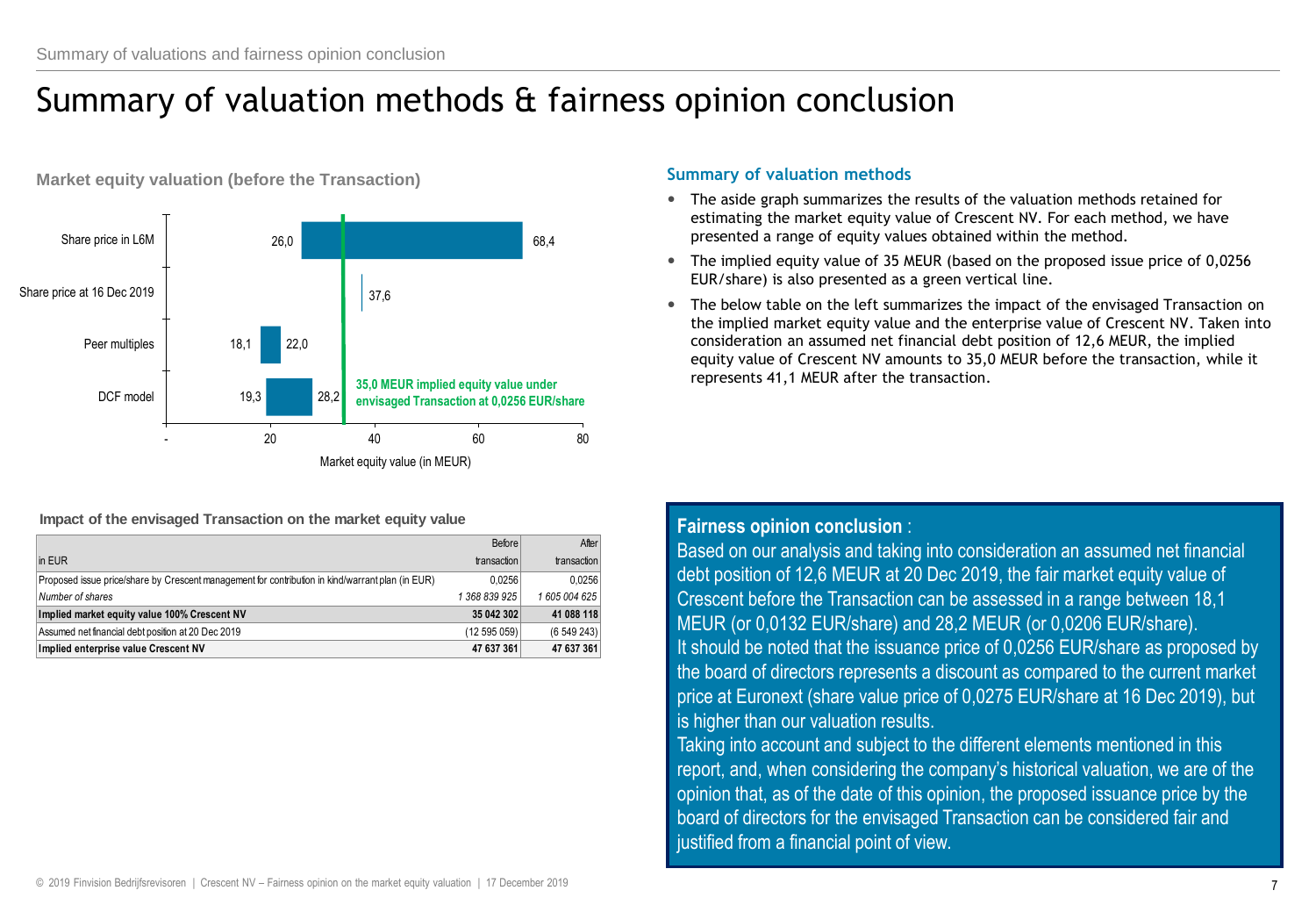# Summary of valuation methods & fairness opinion conclusion

**Market equity valuation (before the Transaction)**

| | Low | High |
|---|---|---|
| Share price in L6M | 26,0 | 68,4 |
| Share price at 16 Dec 2019 | 37,6 | |
| Peer multiples | 18,1 | 22,0 |
| DCF model | 19,3 | 28,2 |

35,0 MEUR implied equity value under envisaged Transaction at 0,0256 EUR/share

Market equity value (in MEUR)

## Summary of valuation methods

- The aside graph summarizes the results of the valuation methods retained for estimating the market equity value of Crescent NV. For each method, we have presented a range of equity values obtained within the method.
- The implied equity value of 35 MEUR (based on the proposed issue price of 0,0256 EUR/share) is also presented as a green vertical line.
- The below table on the left summarizes the impact of the envisaged Transaction on the implied market equity value and the enterprise value of Crescent NV. Taken into consideration an assumed net financial debt position of 12,6 MEUR, the implied equity value of Crescent NV amounts to 35,0 MEUR before the transaction, while it represents 41,1 MEUR after the transaction.

**Impact of the envisaged Transaction on the market equity value**

| in EUR | Before transaction | After transaction |
|---|---|---|
| Proposed issue price/share by Crescent management for contribution in kind/warrant plan (in EUR) | 0,0256 | 0,0256 |
| *Number of shares* | *1 368 839 925* | *1 605 004 625* |
| **Implied market equity value 100% Crescent NV** | **35 042 302** | **41 088 118** |
| Assumed net financial debt position at 20 Dec 2019 | (12 595 059) | (6 549 243) |
| **Implied enterprise value Crescent NV** | **47 637 361** | **47 637 361** |

**Fairness opinion conclusion** :

Based on our analysis and taking into consideration an assumed net financial debt position of 12,6 MEUR at 20 Dec 2019, the fair market equity value of Crescent before the Transaction can be assessed in a range between 18,1 MEUR (or 0,0132 EUR/share) and 28,2 MEUR (or 0,0206 EUR/share).

It should be noted that the issuance price of 0,0256 EUR/share as proposed by the board of directors represents a discount as compared to the current market price at Euronext (share value price of 0,0275 EUR/share at 16 Dec 2019), but is higher than our valuation results.

Taking into account and subject to the different elements mentioned in this report, and, when considering the company's historical valuation, we are of the opinion that, as of the date of this opinion, the proposed issuance price by the board of directors for the envisaged Transaction can be considered fair and justified from a financial point of view.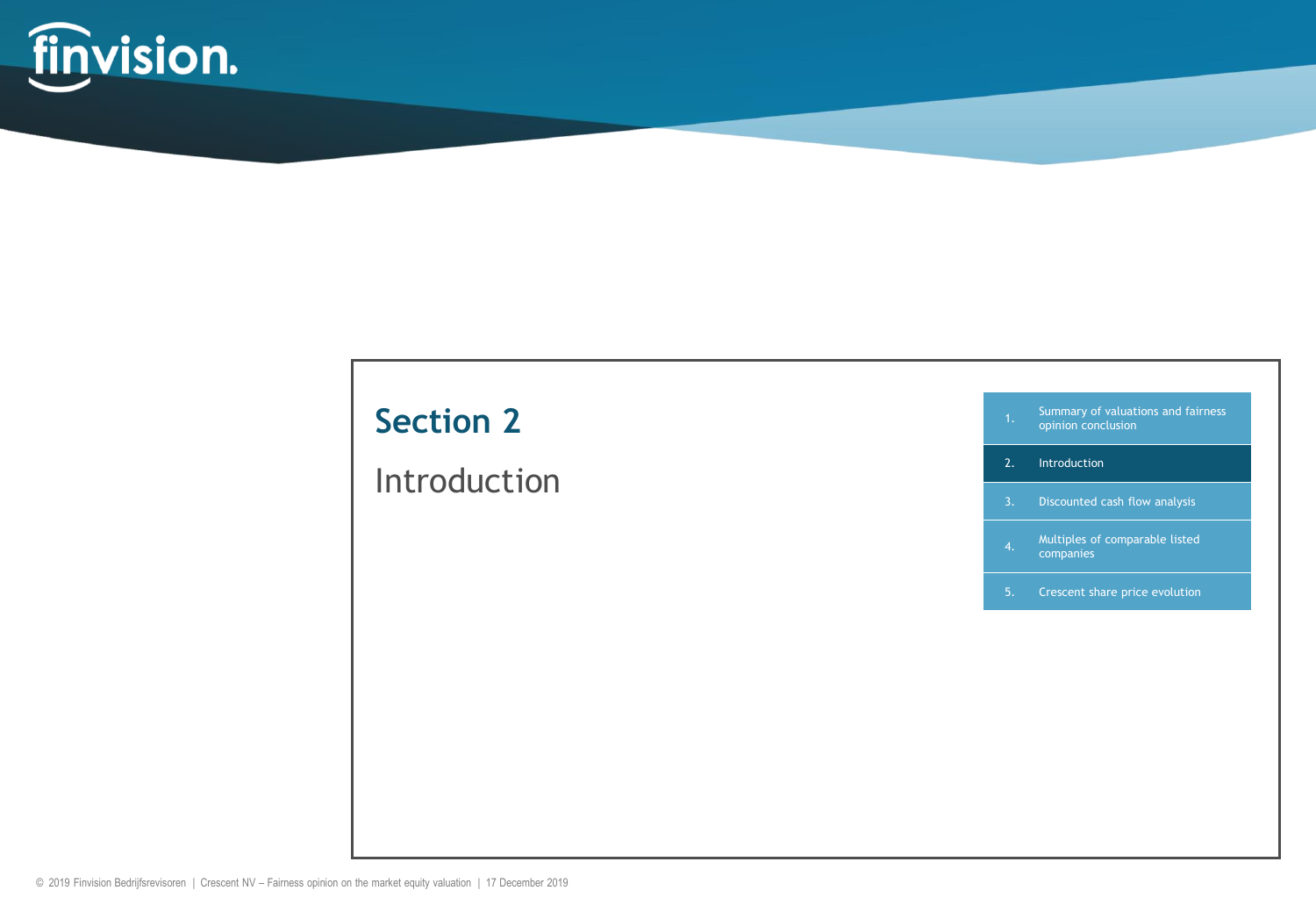# Section 2

## Introduction

1. Summary of valuations and fairness opinion conclusion
2. Introduction
3. Discounted cash flow analysis
4. Multiples of comparable listed companies
5. Crescent share price evolution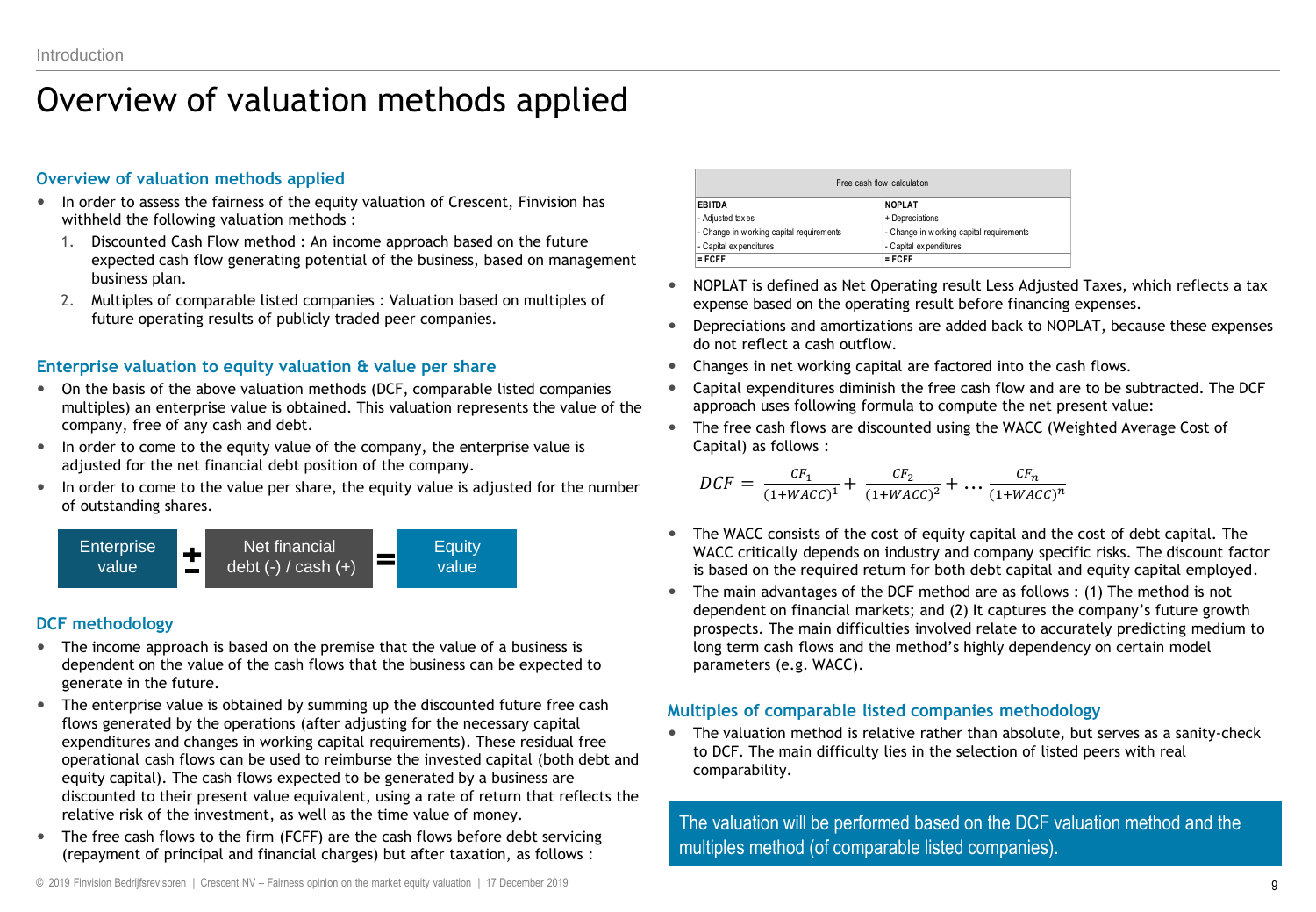# Overview of valuation methods applied

## Overview of valuation methods applied

- In order to assess the fairness of the equity valuation of Crescent, Finvision has withheld the following valuation methods :
  1. Discounted Cash Flow method : An income approach based on the future expected cash flow generating potential of the business, based on management business plan.
  2. Multiples of comparable listed companies : Valuation based on multiples of future operating results of publicly traded peer companies.

## Enterprise valuation to equity valuation & value per share

- On the basis of the above valuation methods (DCF, comparable listed companies multiples) an enterprise value is obtained. This valuation represents the value of the company, free of any cash and debt.
- In order to come to the equity value of the company, the enterprise value is adjusted for the net financial debt position of the company.
- In order to come to the value per share, the equity value is adjusted for the number of outstanding shares.

Enterprise value ± Net financial debt (-) / cash (+) = Equity value

## DCF methodology

- The income approach is based on the premise that the value of a business is dependent on the value of the cash flows that the business can be expected to generate in the future.
- The enterprise value is obtained by summing up the discounted future free cash flows generated by the operations (after adjusting for the necessary capital expenditures and changes in working capital requirements). These residual free operational cash flows can be used to reimburse the invested capital (both debt and equity capital). The cash flows expected to be generated by a business are discounted to their present value equivalent, using a rate of return that reflects the relative risk of the investment, as well as the time value of money.
- The free cash flows to the firm (FCFF) are the cash flows before debt servicing (repayment of principal and financial charges) but after taxation, as follows :

| Free cash flow calculation | |
|---|---|
| **EBITDA** | **NOPLAT** |
| - Adjusted taxes | + Depreciations |
| - Change in working capital requirements | - Change in working capital requirements |
| - Capital expenditures | - Capital expenditures |
| **= FCFF** | **= FCFF** |

- NOPLAT is defined as Net Operating result Less Adjusted Taxes, which reflects a tax expense based on the operating result before financing expenses.
- Depreciations and amortizations are added back to NOPLAT, because these expenses do not reflect a cash outflow.
- Changes in net working capital are factored into the cash flows.
- Capital expenditures diminish the free cash flow and are to be subtracted. The DCF approach uses following formula to compute the net present value:
- The free cash flows are discounted using the WACC (Weighted Average Cost of Capital) as follows :

$$DCF = \frac{CF_1}{(1+WACC)^1} + \frac{CF_2}{(1+WACC)^2} + \dots \frac{CF_n}{(1+WACC)^n}$$

- The WACC consists of the cost of equity capital and the cost of debt capital. The WACC critically depends on industry and company specific risks. The discount factor is based on the required return for both debt capital and equity capital employed.
- The main advantages of the DCF method are as follows : (1) The method is not dependent on financial markets; and (2) It captures the company's future growth prospects. The main difficulties involved relate to accurately predicting medium to long term cash flows and the method's highly dependency on certain model parameters (e.g. WACC).

## Multiples of comparable listed companies methodology

- The valuation method is relative rather than absolute, but serves as a sanity-check to DCF. The main difficulty lies in the selection of listed peers with real comparability.

The valuation will be performed based on the DCF valuation method and the multiples method (of comparable listed companies).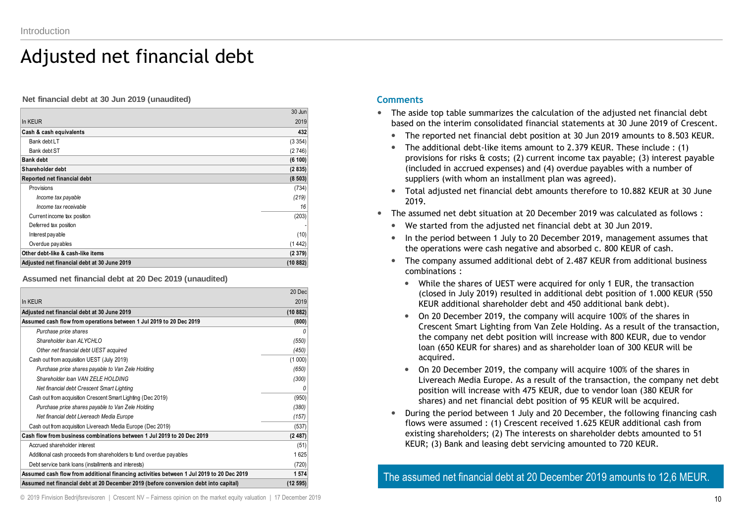Introduction

# Adjusted net financial debt

**Net financial debt at 30 Jun 2019 (unaudited)**

| In KEUR | 30 Jun 2019 |
|---|---|
| **Cash & cash equivalents** | **432** |
| Bank debt LT | (3 354) |
| Bank debt ST | (2 746) |
| **Bank debt** | **(6 100)** |
| **Shareholder debt** | **(2 835)** |
| **Reported net financial debt** | **(8 503)** |
| Provisions | (734) |
| *Income tax payable* | *(219)* |
| *Income tax receivable* | *16* |
| Current income tax position | (203) |
| Deferred tax position | - |
| Interest payable | (10) |
| Overdue payables | (1 442) |
| **Other debt-like & cash-like items** | **(2 379)** |
| **Adjusted net financial debt at 30 June 2019** | **(10 882)** |

**Assumed net financial debt at 20 Dec 2019 (unaudited)**

| In KEUR | 20 Dec 2019 |
|---|---|
| **Adjusted net financial debt at 30 June 2019** | **(10 882)** |
| **Assumed cash flow from operations between 1 Jul 2019 to 20 Dec 2019** | **(800)** |
| *Purchase price shares* | *0* |
| *Shareholder loan ALYCHLO* | *(550)* |
| *Other net financial debt UEST acquired* | *(450)* |
| Cash out from acquisition UEST (July 2019) | (1 000) |
| *Purchase price shares payable to Van Zele Holding* | *(650)* |
| *Shareholder loan VAN ZELE HOLDING* | *(300)* |
| *Net financial debt Crescent Smart Lighting* | *0* |
| Cash out from acquisition Crescent Smart Lighting (Dec 2019) | (950) |
| *Purchase price shares payable to Van Zele Holding* | *(380)* |
| *Net financial debt Livereach Media Europe* | *(157)* |
| Cash out from acquisition Livereach Media Europe (Dec 2019) | (537) |
| **Cash flow from business combinations between 1 Jul 2019 to 20 Dec 2019** | **(2 487)** |
| Accrued shareholder interest | (51) |
| Additional cash proceeds from shareholders to fund overdue payables | 1 625 |
| Debt service bank loans (installments and interests) | (720) |
| **Assumed cash flow from additional financing activities between 1 Jul 2019 to 20 Dec 2019** | **1 574** |
| **Assumed net financial debt at 20 December 2019 (before conversion debt into capital)** | **(12 595)** |

## Comments

- The aside top table summarizes the calculation of the adjusted net financial debt based on the interim consolidated financial statements at 30 June 2019 of Crescent.
  - The reported net financial debt position at 30 Jun 2019 amounts to 8.503 KEUR.
  - The additional debt-like items amount to 2.379 KEUR. These include : (1) provisions for risks & costs; (2) current income tax payable; (3) interest payable (included in accrued expenses) and (4) overdue payables with a number of suppliers (with whom an installment plan was agreed).
  - Total adjusted net financial debt amounts therefore to 10.882 KEUR at 30 June 2019.
- The assumed net debt situation at 20 December 2019 was calculated as follows :
  - We started from the adjusted net financial debt at 30 Jun 2019.
  - In the period between 1 July to 20 December 2019, management assumes that the operations were cash negative and absorbed c. 800 KEUR of cash.
  - The company assumed additional debt of 2.487 KEUR from additional business combinations :
    - While the shares of UEST were acquired for only 1 EUR, the transaction (closed in July 2019) resulted in additional debt position of 1.000 KEUR (550 KEUR additional shareholder debt and 450 additional bank debt).
    - On 20 December 2019, the company will acquire 100% of the shares in Crescent Smart Lighting from Van Zele Holding. As a result of the transaction, the company net debt position will increase with 800 KEUR, due to vendor loan (650 KEUR for shares) and as shareholder loan of 300 KEUR will be acquired.
    - On 20 December 2019, the company will acquire 100% of the shares in Livereach Media Europe. As a result of the transaction, the company net debt position will increase with 475 KEUR, due to vendor loan (380 KEUR for shares) and net financial debt position of 95 KEUR will be acquired.
  - During the period between 1 July and 20 December, the following financing cash flows were assumed : (1) Crescent received 1.625 KEUR additional cash from existing shareholders; (2) The interests on shareholder debts amounted to 51 KEUR; (3) Bank and leasing debt servicing amounted to 720 KEUR.

**The assumed net financial debt at 20 December 2019 amounts to 12,6 MEUR.**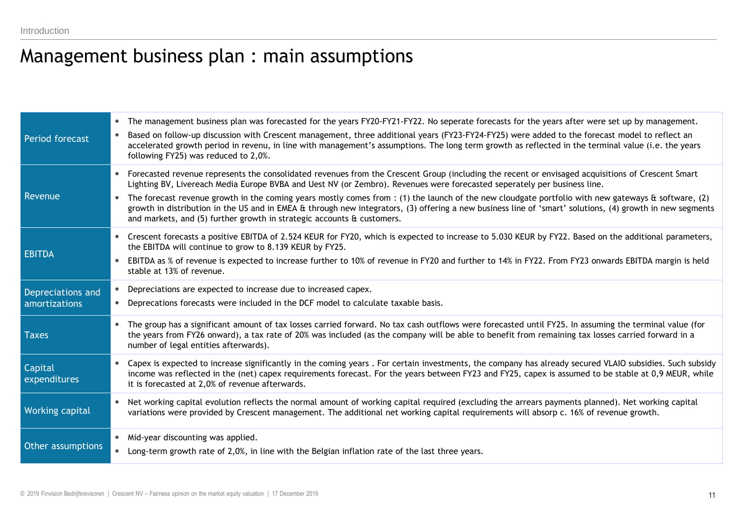# Management business plan : main assumptions

| | |
|---|---|
| Period forecast | • The management business plan was forecasted for the years FY20-FY21-FY22. No seperate forecasts for the years after were set up by management.<br>• Based on follow-up discussion with Crescent management, three additional years (FY23-FY24-FY25) were added to the forecast model to reflect an accelerated growth period in revenu, in line with management's assumptions. The long term growth as reflected in the terminal value (i.e. the years following FY25) was reduced to 2,0%. |
| Revenue | • Forecasted revenue represents the consolidated revenues from the Crescent Group (including the recent or envisaged acquisitions of Crescent Smart Lighting BV, Livereach Media Europe BVBA and Uest NV (or Zembro). Revenues were forecasted seperately per business line.<br>• The forecast revenue growth in the coming years mostly comes from : (1) the launch of the new cloudgate portfolio with new gateways & software, (2) growth in distribution in the US and in EMEA & through new integrators, (3) offering a new business line of 'smart' solutions, (4) growth in new segments and markets, and (5) further growth in strategic accounts & customers. |
| EBITDA | • Crescent forecasts a positive EBITDA of 2.524 KEUR for FY20, which is expected to increase to 5.030 KEUR by FY22. Based on the additional parameters, the EBITDA will continue to grow to 8.139 KEUR by FY25.<br>• EBITDA as % of revenue is expected to increase further to 10% of revenue in FY20 and further to 14% in FY22. From FY23 onwards EBITDA margin is held stable at 13% of revenue. |
| Depreciations and amortizations | • Depreciations are expected to increase due to increased capex.<br>• Deprecations forecasts were included in the DCF model to calculate taxable basis. |
| Taxes | • The group has a significant amount of tax losses carried forward. No tax cash outflows were forecasted until FY25. In assuming the terminal value (for the years from FY26 onward), a tax rate of 20% was included (as the company will be able to benefit from remaining tax losses carried forward in a number of legal entities afterwards). |
| Capital expenditures | • Capex is expected to increase significantly in the coming years . For certain investments, the company has already secured VLAIO subsidies. Such subsidy income was reflected in the (net) capex requirements forecast. For the years between FY23 and FY25, capex is assumed to be stable at 0,9 MEUR, while it is forecasted at 2,0% of revenue afterwards. |
| Working capital | • Net working capital evolution reflects the normal amount of working capital required (excluding the arrears payments planned). Net working capital variations were provided by Crescent management. The additional net working capital requirements will absorp c. 16% of revenue growth. |
| Other assumptions | • Mid-year discounting was applied.<br>• Long-term growth rate of 2,0%, in line with the Belgian inflation rate of the last three years. |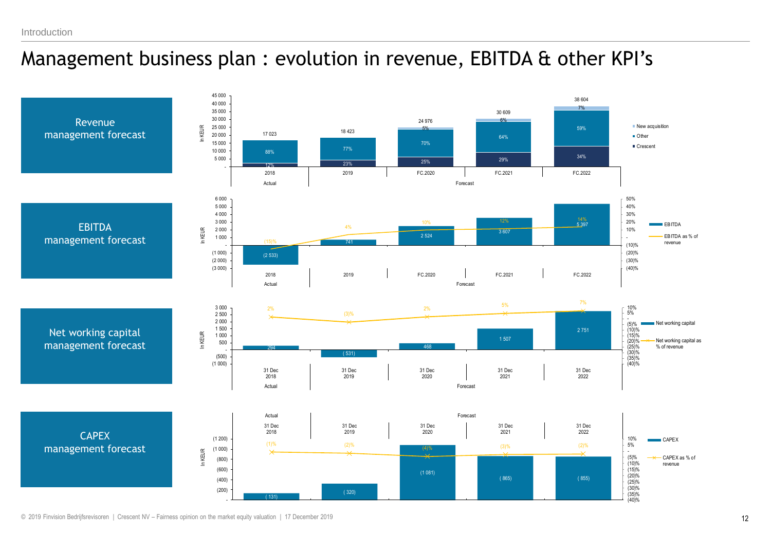# Management business plan : evolution in revenue, EBITDA & other KPI's

## Revenue management forecast

In KEUR

| | 2018 | 2019 | FC.2020 | FC.2021 | FC.2022 |
|---|---|---|---|---|---|
| | Actual | Forecast | | | |
| Total revenue | 17 023 | 18 423 | 24 976 | 30 609 | 38 604 |
| New acquisition | | | 5% | 6% | 7% |
| Other | 88% | 77% | 70% | 64% | 59% |
| Crescent | 12% | 23% | 25% | 29% | 34% |

## EBITDA management forecast

In KEUR

| | 2018 | 2019 | FC.2020 | FC.2021 | FC.2022 |
|---|---|---|---|---|---|
| | Actual | Forecast | | | |
| EBITDA | (2 533) | 741 | 2 524 | 3 607 | 5 397 |
| EBITDA as % of revenue | (15)% | 4% | 10% | 12% | 14% |

## Net working capital management forecast

In KEUR

| | 31 Dec 2018 | 31 Dec 2019 | 31 Dec 2020 | 31 Dec 2021 | 31 Dec 2022 |
|---|---|---|---|---|---|
| | Actual | Forecast | | | |
| Net working capital | 294 | ( 531) | 468 | 1 507 | 2 751 |
| Net working capital as % of revenue | 2% | (3)% | 2% | 5% | 7% |

## CAPEX management forecast

In KEUR

| | 31 Dec 2018 | 31 Dec 2019 | 31 Dec 2020 | 31 Dec 2021 | 31 Dec 2022 |
|---|---|---|---|---|---|
| | Actual | Forecast | | | |
| CAPEX | ( 131) | ( 320) | (1 081) | ( 865) | ( 855) |
| CAPEX as % of revenue | (1)% | (2)% | (4)% | (3)% | (2)% |

© 2019 Finvision Bedrijfsrevisoren | Crescent NV – Fairness opinion on the market equity valuation | 17 December 2019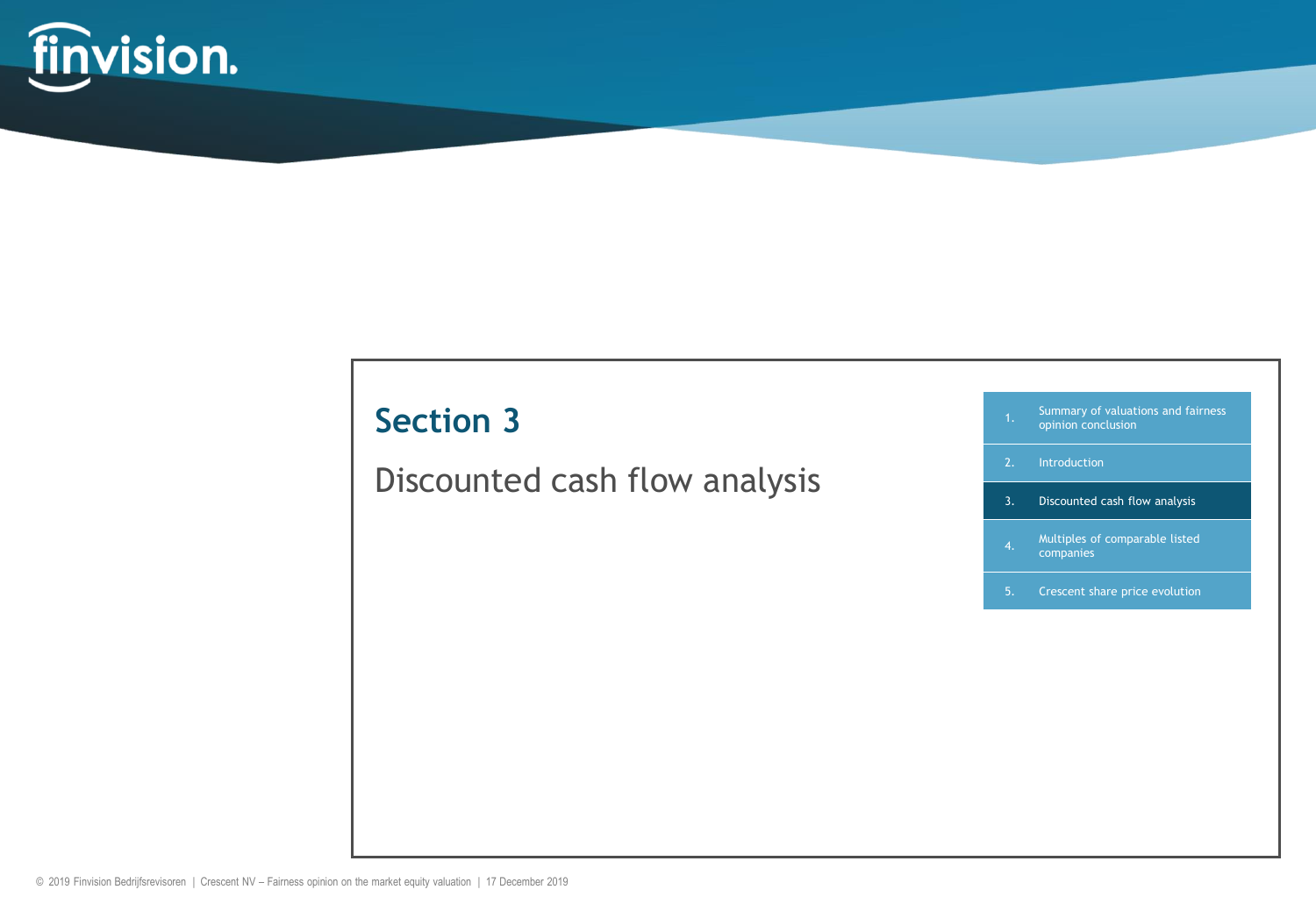# Section 3

## Discounted cash flow analysis

1. Summary of valuations and fairness opinion conclusion
2. Introduction
3. Discounted cash flow analysis
4. Multiples of comparable listed companies
5. Crescent share price evolution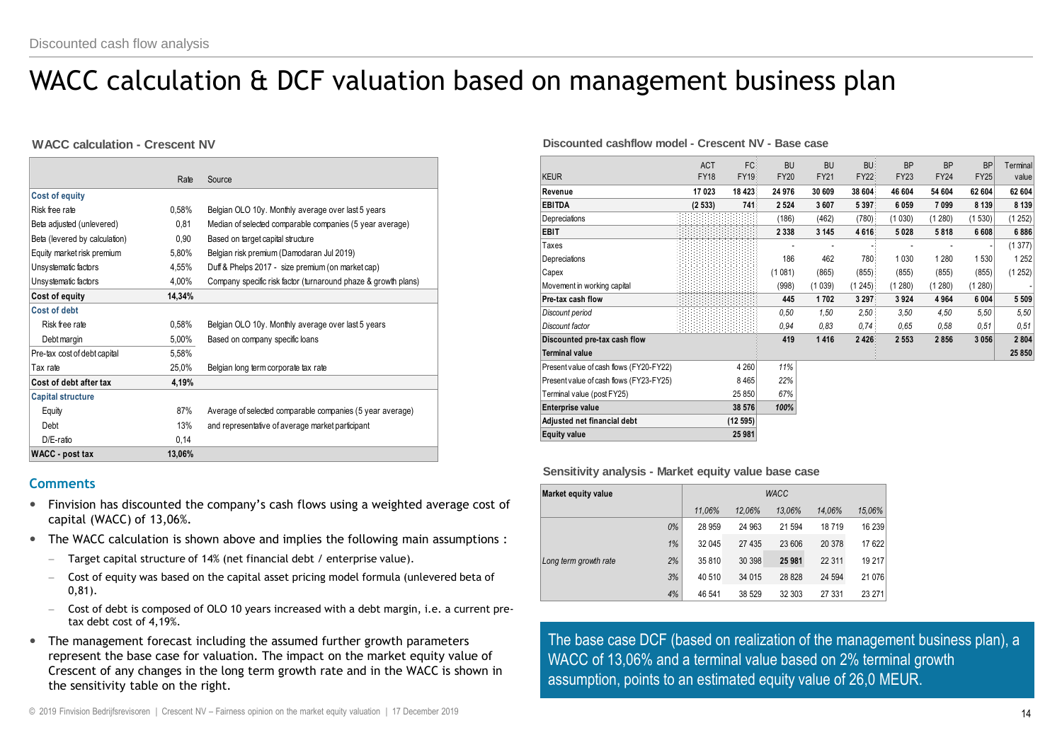# WACC calculation & DCF valuation based on management business plan

### WACC calculation - Crescent NV

| | Rate | Source |
|---|---|---|
| **Cost of equity** | | |
| Risk free rate | 0,58% | Belgian OLO 10y. Monthly average over last 5 years |
| Beta adjusted (unlevered) | 0,81 | Median of selected comparable companies (5 year average) |
| Beta (levered by calculation) | 0,90 | Based on target capital structure |
| Equity market risk premium | 5,80% | Belgian risk premium (Damodaran Jul 2019) |
| Unsystematic factors | 4,55% | Duff & Phelps 2017 - size premium (on market cap) |
| Unsystematic factors | 4,00% | Company specific risk factor (turnaround phaze & growth plans) |
| **Cost of equity** | **14,34%** | |
| **Cost of debt** | | |
| Risk free rate | 0,58% | Belgian OLO 10y. Monthly average over last 5 years |
| Debt margin | 5,00% | Based on company specific loans |
| Pre-tax cost of debt capital | 5,58% | |
| Tax rate | 25,0% | Belgian long term corporate tax rate |
| **Cost of debt after tax** | **4,19%** | |
| **Capital structure** | | |
| Equity | 87% | Average of selected comparable companies (5 year average) |
| Debt | 13% | and representative of average market participant |
| D/E-ratio | 0,14 | |
| **WACC - post tax** | **13,06%** | |

### Comments

- Finvision has discounted the company's cash flows using a weighted average cost of capital (WACC) of 13,06%.
- The WACC calculation is shown above and implies the following main assumptions :
  - Target capital structure of 14% (net financial debt / enterprise value).
  - Cost of equity was based on the capital asset pricing model formula (unlevered beta of 0,81).
  - Cost of debt is composed of OLO 10 years increased with a debt margin, i.e. a current pre-tax debt cost of 4,19%.
- The management forecast including the assumed further growth parameters represent the base case for valuation. The impact on the market equity value of Crescent of any changes in the long term growth rate and in the WACC is shown in the sensitivity table on the right.

### Discounted cashflow model - Crescent NV - Base case

| KEUR | ACT FY18 | FC FY19 | BU FY20 | BU FY21 | BU FY22 | BP FY23 | BP FY24 | BP FY25 | Terminal value |
|---|---|---|---|---|---|---|---|---|---|
| **Revenue** | **17 023** | **18 423** | **24 976** | **30 609** | **38 604** | **46 604** | **54 604** | **62 604** | **62 604** |
| **EBITDA** | **(2 533)** | **741** | **2 524** | **3 607** | **5 397** | **6 059** | **7 099** | **8 139** | **8 139** |
| Depreciations | | | (186) | (462) | (780) | (1 030) | (1 280) | (1 530) | (1 252) |
| **EBIT** | | | **2 338** | **3 145** | **4 616** | **5 028** | **5 818** | **6 608** | **6 886** |
| Taxes | | | - | - | - | - | - | - | (1 377) |
| Depreciations | | | 186 | 462 | 780 | 1 030 | 1 280 | 1 530 | 1 252 |
| Capex | | | (1 081) | (865) | (855) | (855) | (855) | (855) | (1 252) |
| Movement in working capital | | | (998) | (1 039) | (1 245) | (1 280) | (1 280) | (1 280) | - |
| **Pre-tax cash flow** | | | **445** | **1 702** | **3 297** | **3 924** | **4 964** | **6 004** | **5 509** |
| *Discount period* | | | *0,50* | *1,50* | *2,50* | *3,50* | *4,50* | *5,50* | *5,50* |
| *Discount factor* | | | *0,94* | *0,83* | *0,74* | *0,65* | *0,58* | *0,51* | *0,51* |
| **Discounted pre-tax cash flow** | | | **419** | **1 416** | **2 426** | **2 553** | **2 856** | **3 056** | **2 804** |
| **Terminal value** | | | | | | | | | **25 850** |

| | | |
|---|---|---|
| Present value of cash flows (FY20-FY22) | 4 260 | *11%* |
| Present value of cash flows (FY23-FY25) | 8 465 | *22%* |
| Terminal value (post FY25) | 25 850 | *67%* |
| **Enterprise value** | **38 576** | ***100%*** |
| **Adjusted net financial debt** | **(12 595)** | |
| **Equity value** | **25 981** | |

### Sensitivity analysis - Market equity value base case

| **Market equity value** | | *WACC* | | | | |
|---|---|---|---|---|---|---|
| | | *11,06%* | *12,06%* | *13,06%* | *14,06%* | *15,06%* |
| *Long term growth rate* | *0%* | 28 959 | 24 963 | 21 594 | 18 719 | 16 239 |
| | *1%* | 32 045 | 27 435 | 23 606 | 20 378 | 17 622 |
| | *2%* | 35 810 | 30 398 | **25 981** | 22 311 | 19 217 |
| | *3%* | 40 510 | 34 015 | 28 828 | 24 594 | 21 076 |
| | *4%* | 46 541 | 38 529 | 32 303 | 27 331 | 23 271 |

The base case DCF (based on realization of the management business plan), a WACC of 13,06% and a terminal value based on 2% terminal growth assumption, points to an estimated equity value of 26,0 MEUR.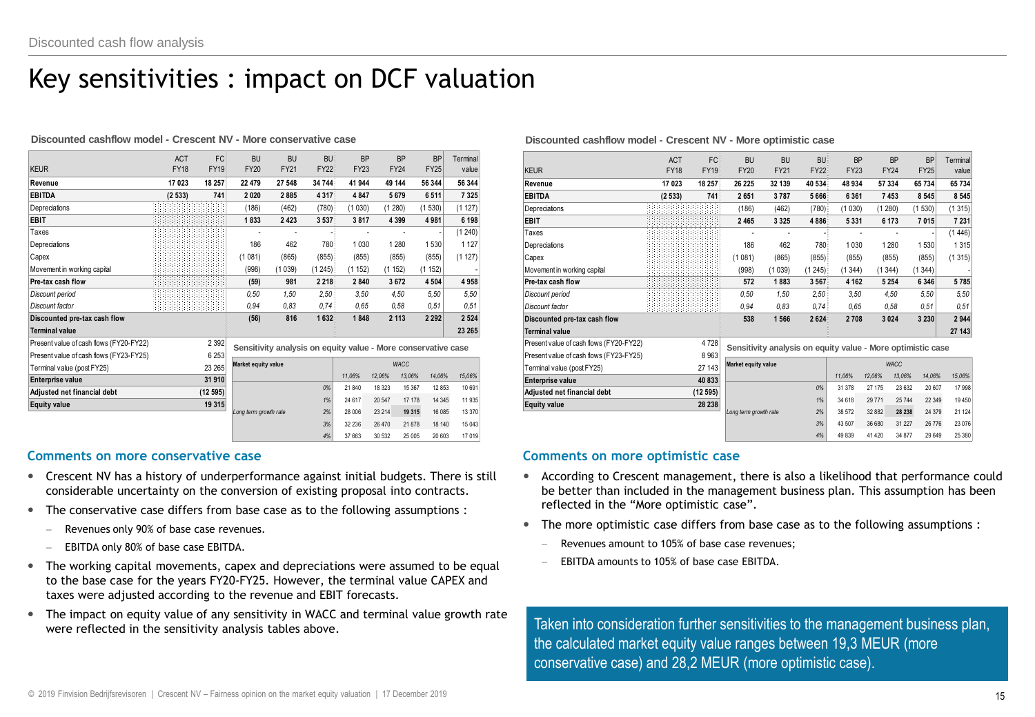Discounted cash flow analysis

# Key sensitivities : impact on DCF valuation

### Discounted cashflow model - Crescent NV - More conservative case

| KEUR | ACT FY18 | FC FY19 | BU FY20 | BU FY21 | BU FY22 | BP FY23 | BP FY24 | BP FY25 | Terminal value |
|---|---|---|---|---|---|---|---|---|---|
| **Revenue** | **17 023** | **18 257** | **22 479** | **27 548** | **34 744** | **41 944** | **49 144** | **56 344** | **56 344** |
| **EBITDA** | **(2 533)** | **741** | **2 020** | **2 885** | **4 317** | **4 847** | **5 679** | **6 511** | **7 325** |
| Depreciations | | | (186) | (462) | (780) | (1 030) | (1 280) | (1 530) | (1 127) |
| **EBIT** | | | **1 833** | **2 423** | **3 537** | **3 817** | **4 399** | **4 981** | **6 198** |
| Taxes | | | - | - | - | - | - | - | (1 240) |
| Depreciations | | | 186 | 462 | 780 | 1 030 | 1 280 | 1 530 | 1 127 |
| Capex | | | (1 081) | (865) | (855) | (855) | (855) | (855) | (1 127) |
| Movement in working capital | | | (998) | (1 039) | (1 245) | (1 152) | (1 152) | (1 152) | - |
| **Pre-tax cash flow** | | | **(59)** | **981** | **2 218** | **2 840** | **3 672** | **4 504** | **4 958** |
| *Discount period* | | | *0,50* | *1,50* | *2,50* | *3,50* | *4,50* | *5,50* | *5,50* |
| *Discount factor* | | | *0,94* | *0,83* | *0,74* | *0,65* | *0,58* | *0,51* | *0,51* |
| **Discounted pre-tax cash flow** | | | **(56)** | **816** | **1 632** | **1 848** | **2 113** | **2 292** | **2 524** |
| **Terminal value** | | | | | | | | | **23 265** |

| | |
|---|---|
| Present value of cash flows (FY20-FY22) | 2 392 |
| Present value of cash flows (FY23-FY25) | 6 253 |
| Terminal value (post FY25) | 23 265 |
| **Enterprise value** | **31 910** |
| **Adjusted net financial debt** | **(12 595)** |
| **Equity value** | **19 315** |

**Sensitivity analysis on equity value - More conservative case**

| Market equity value | | WACC | | | | |
|---|---|---|---|---|---|---|
| | | *11,06%* | *12,06%* | *13,06%* | *14,06%* | *15,06%* |
| Long term growth rate | *0%* | 21 840 | 18 323 | 15 367 | 12 853 | 10 691 |
| | *1%* | 24 617 | 20 547 | 17 178 | 14 345 | 11 935 |
| | *2%* | 28 006 | 23 214 | **19 315** | 16 085 | 13 370 |
| | *3%* | 32 236 | 26 470 | 21 878 | 18 140 | 15 043 |
| | *4%* | 37 663 | 30 532 | 25 005 | 20 603 | 17 019 |

### Discounted cashflow model - Crescent NV - More optimistic case

| KEUR | ACT FY18 | FC FY19 | BU FY20 | BU FY21 | BU FY22 | BP FY23 | BP FY24 | BP FY25 | Terminal value |
|---|---|---|---|---|---|---|---|---|---|
| **Revenue** | **17 023** | **18 257** | **26 225** | **32 139** | **40 534** | **48 934** | **57 334** | **65 734** | **65 734** |
| **EBITDA** | **(2 533)** | **741** | **2 651** | **3 787** | **5 666** | **6 361** | **7 453** | **8 545** | **8 545** |
| Depreciations | | | (186) | (462) | (780) | (1 030) | (1 280) | (1 530) | (1 315) |
| **EBIT** | | | **2 465** | **3 325** | **4 886** | **5 331** | **6 173** | **7 015** | **7 231** |
| Taxes | | | - | - | - | - | - | - | (1 446) |
| Depreciations | | | 186 | 462 | 780 | 1 030 | 1 280 | 1 530 | 1 315 |
| Capex | | | (1 081) | (865) | (855) | (855) | (855) | (855) | (1 315) |
| Movement in working capital | | | (998) | (1 039) | (1 245) | (1 344) | (1 344) | (1 344) | - |
| **Pre-tax cash flow** | | | **572** | **1 883** | **3 567** | **4 162** | **5 254** | **6 346** | **5 785** |
| *Discount period* | | | *0,50* | *1,50* | *2,50* | *3,50* | *4,50* | *5,50* | *5,50* |
| *Discount factor* | | | *0,94* | *0,83* | *0,74* | *0,65* | *0,58* | *0,51* | *0,51* |
| **Discounted pre-tax cash flow** | | | **538** | **1 566** | **2 624** | **2 708** | **3 024** | **3 230** | **2 944** |
| **Terminal value** | | | | | | | | | **27 143** |

| | |
|---|---|
| Present value of cash flows (FY20-FY22) | 4 728 |
| Present value of cash flows (FY23-FY25) | 8 963 |
| Terminal value (post FY25) | 27 143 |
| **Enterprise value** | **40 833** |
| **Adjusted net financial debt** | **(12 595)** |
| **Equity value** | **28 238** |

**Sensitivity analysis on equity value - More optimistic case**

| Market equity value | | WACC | | | | |
|---|---|---|---|---|---|---|
| | | *11,06%* | *12,06%* | *13,06%* | *14,06%* | *15,06%* |
| Long term growth rate | *0%* | 31 378 | 27 175 | 23 632 | 20 607 | 17 998 |
| | *1%* | 34 618 | 29 771 | 25 744 | 22 349 | 19 450 |
| | *2%* | 38 572 | 32 882 | **28 238** | 24 379 | 21 124 |
| | *3%* | 43 507 | 36 680 | 31 227 | 26 776 | 23 076 |
| | *4%* | 49 839 | 41 420 | 34 877 | 29 649 | 25 380 |

## Comments on more conservative case

- Crescent NV has a history of underperformance against initial budgets. There is still considerable uncertainty on the conversion of existing proposal into contracts.
- The conservative case differs from base case as to the following assumptions :
  - Revenues only 90% of base case revenues.
  - EBITDA only 80% of base case EBITDA.
- The working capital movements, capex and depreciations were assumed to be equal to the base case for the years FY20-FY25. However, the terminal value CAPEX and taxes were adjusted according to the revenue and EBIT forecasts.
- The impact on equity value of any sensitivity in WACC and terminal value growth rate were reflected in the sensitivity analysis tables above.

## Comments on more optimistic case

- According to Crescent management, there is also a likelihood that performance could be better than included in the management business plan. This assumption has been reflected in the "More optimistic case".
- The more optimistic case differs from base case as to the following assumptions :
  - Revenues amount to 105% of base case revenues;
  - EBITDA amounts to 105% of base case EBITDA.

Taken into consideration further sensitivities to the management business plan, the calculated market equity value ranges between 19,3 MEUR (more conservative case) and 28,2 MEUR (more optimistic case).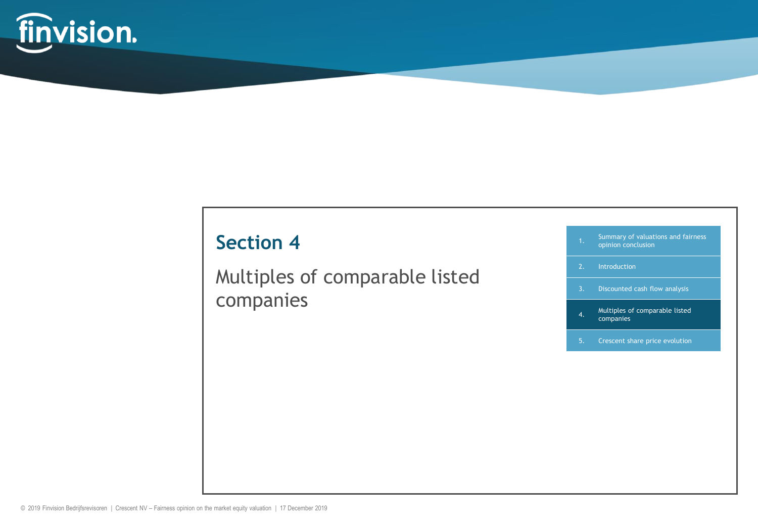# Section 4

## Multiples of comparable listed companies

1. Summary of valuations and fairness opinion conclusion
2. Introduction
3. Discounted cash flow analysis
4. Multiples of comparable listed companies
5. Crescent share price evolution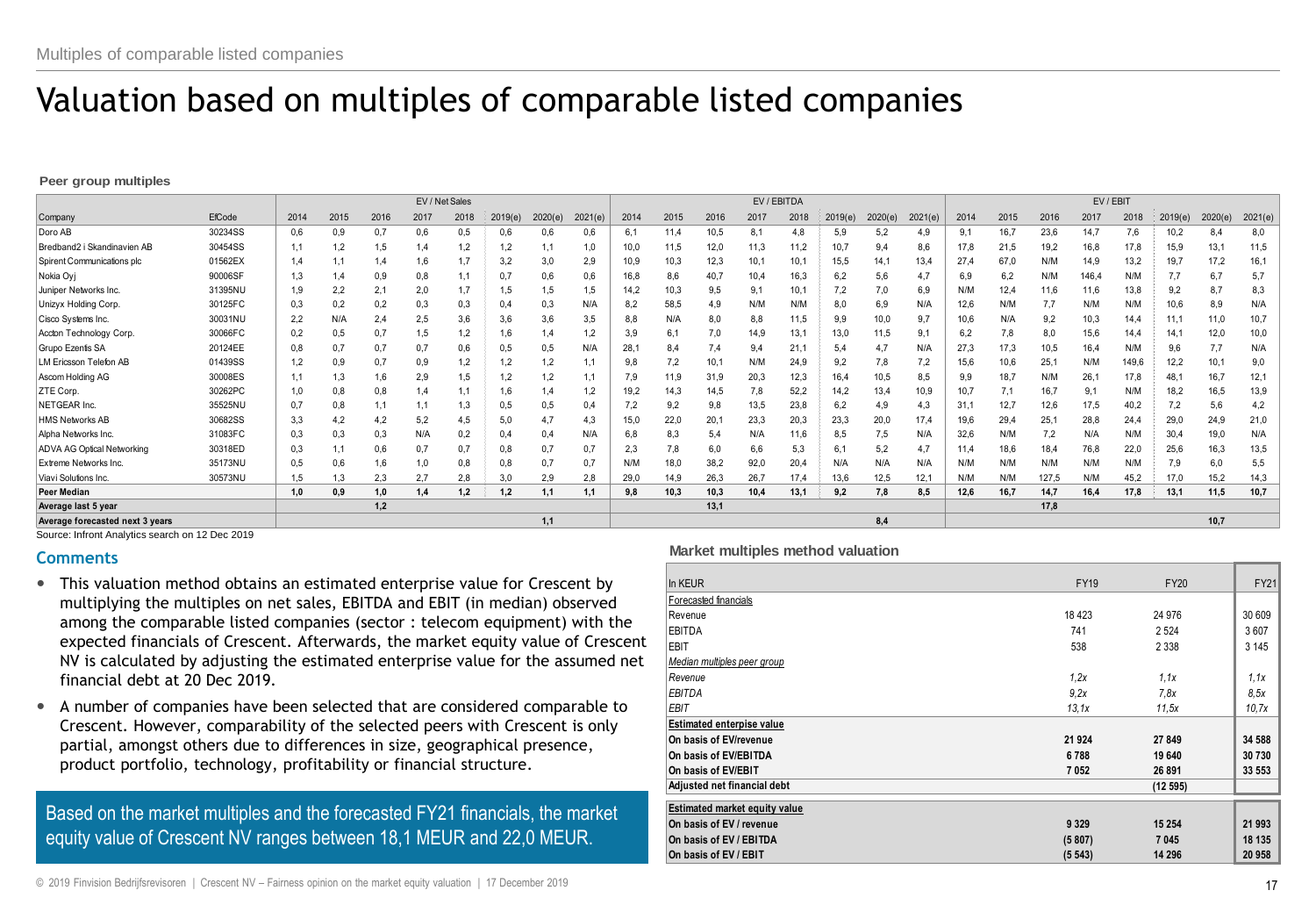Multiples of comparable listed companies

# Valuation based on multiples of comparable listed companies

**Peer group multiples**

| | | EV / Net Sales | | | | | | | | EV / EBITDA | | | | | | | | EV / EBIT | | | | | | | |
|---|---|---|---|---|---|---|---|---|---|---|---|---|---|---|---|---|---|---|---|---|---|---|---|---|---|
| Company | EfCode | 2014 | 2015 | 2016 | 2017 | 2018 | 2019(e) | 2020(e) | 2021(e) | 2014 | 2015 | 2016 | 2017 | 2018 | 2019(e) | 2020(e) | 2021(e) | 2014 | 2015 | 2016 | 2017 | 2018 | 2019(e) | 2020(e) | 2021(e) |
| Doro AB | 30234SS | 0,6 | 0,9 | 0,7 | 0,6 | 0,5 | 0,6 | 0,6 | 0,6 | 6,1 | 11,4 | 10,5 | 8,1 | 4,8 | 5,9 | 5,2 | 4,9 | 9,1 | 16,7 | 23,6 | 14,7 | 7,6 | 10,2 | 8,4 | 8,0 |
| Bredband2 i Skandinavien AB | 30454SS | 1,1 | 1,2 | 1,5 | 1,4 | 1,2 | 1,2 | 1,1 | 1,0 | 10,0 | 11,5 | 12,0 | 11,3 | 11,2 | 10,7 | 9,4 | 8,6 | 17,8 | 21,5 | 19,2 | 16,8 | 17,8 | 15,9 | 13,1 | 11,5 |
| Spirent Communications plc | 01562EX | 1,4 | 1,1 | 1,4 | 1,6 | 1,7 | 3,2 | 3,0 | 2,9 | 10,9 | 10,3 | 12,3 | 10,1 | 10,1 | 15,5 | 14,1 | 13,4 | 27,4 | 67,0 | N/M | 14,9 | 13,2 | 19,7 | 17,2 | 16,1 |
| Nokia Oyj | 90006SF | 1,3 | 1,4 | 0,9 | 0,8 | 1,1 | 0,7 | 0,6 | 0,6 | 16,8 | 8,6 | 40,7 | 10,4 | 16,3 | 6,2 | 5,6 | 4,7 | 6,9 | 6,2 | N/M | 146,4 | N/M | 7,7 | 6,7 | 5,7 |
| Juniper Networks Inc. | 31395NU | 1,9 | 2,2 | 2,1 | 2,0 | 1,7 | 1,5 | 1,5 | 1,5 | 14,2 | 10,3 | 9,5 | 9,1 | 10,1 | 7,2 | 7,0 | 6,9 | N/M | 12,4 | 11,6 | 11,6 | 13,8 | 9,2 | 8,7 | 8,3 |
| Unizyx Holding Corp. | 30125FC | 0,3 | 0,2 | 0,2 | 0,3 | 0,3 | 0,4 | 0,3 | N/A | 8,2 | 58,5 | 4,9 | N/M | N/M | 8,0 | 6,9 | N/A | 12,6 | N/M | 7,7 | N/M | N/M | 10,6 | 8,9 | N/A |
| Cisco Systems Inc. | 30031NU | 2,2 | N/A | 2,4 | 2,5 | 3,6 | 3,6 | 3,6 | 3,5 | 8,8 | N/A | 8,0 | 8,8 | 11,5 | 9,9 | 10,0 | 9,7 | 10,6 | N/A | 9,2 | 10,3 | 14,4 | 11,1 | 11,0 | 10,7 |
| Accton Technology Corp. | 30066FC | 0,2 | 0,5 | 0,7 | 1,5 | 1,2 | 1,6 | 1,4 | 1,2 | 3,9 | 6,1 | 7,0 | 14,9 | 13,1 | 13,0 | 11,5 | 9,1 | 6,2 | 7,8 | 8,0 | 15,6 | 14,4 | 14,1 | 12,0 | 10,0 |
| Grupo Ezentis SA | 20124EE | 0,8 | 0,7 | 0,7 | 0,7 | 0,6 | 0,5 | 0,5 | N/A | 28,1 | 8,4 | 7,4 | 9,4 | 21,1 | 5,4 | 4,7 | N/A | 27,3 | 17,3 | 10,5 | 16,4 | N/M | 9,6 | 7,7 | N/A |
| LM Ericsson Telefon AB | 01439SS | 1,2 | 0,9 | 0,7 | 0,9 | 1,2 | 1,2 | 1,2 | 1,1 | 9,8 | 7,2 | 10,1 | N/M | 24,9 | 9,2 | 7,8 | 7,2 | 15,6 | 10,6 | 25,1 | N/M | 149,6 | 12,2 | 10,1 | 9,0 |
| Ascom Holding AG | 30008ES | 1,1 | 1,3 | 1,6 | 2,9 | 1,5 | 1,2 | 1,2 | 1,1 | 7,9 | 11,9 | 31,9 | 20,3 | 12,3 | 16,4 | 10,5 | 8,5 | 9,9 | 18,7 | N/M | 26,1 | 17,8 | 48,1 | 16,7 | 12,1 |
| ZTE Corp. | 30262PC | 1,0 | 0,8 | 0,8 | 1,4 | 1,1 | 1,6 | 1,4 | 1,2 | 19,2 | 14,3 | 14,5 | 7,8 | 52,2 | 14,2 | 13,4 | 10,9 | 10,7 | 7,1 | 16,7 | 9,1 | N/M | 18,2 | 16,5 | 13,9 |
| NETGEAR Inc. | 35525NU | 0,7 | 0,8 | 1,1 | 1,1 | 1,3 | 0,5 | 0,5 | 0,4 | 7,2 | 9,2 | 9,8 | 13,5 | 23,8 | 6,2 | 4,9 | 4,3 | 31,1 | 12,7 | 12,6 | 17,5 | 40,2 | 7,2 | 5,6 | 4,2 |
| HMS Networks AB | 30682SS | 3,3 | 4,2 | 4,2 | 5,2 | 4,5 | 5,0 | 4,7 | 4,3 | 15,0 | 22,0 | 20,1 | 23,3 | 20,3 | 23,3 | 20,0 | 17,4 | 19,6 | 29,4 | 25,1 | 28,8 | 24,4 | 29,0 | 24,9 | 21,0 |
| Alpha Networks Inc. | 31083FC | 0,3 | 0,3 | 0,3 | N/A | 0,2 | 0,4 | 0,4 | N/A | 6,8 | 8,3 | 5,4 | N/A | 11,6 | 8,5 | 7,5 | N/A | 32,6 | N/M | 7,2 | N/A | N/M | 30,4 | 19,0 | N/A |
| ADVA AG Optical Networking | 30318ED | 0,3 | 1,1 | 0,6 | 0,7 | 0,7 | 0,8 | 0,7 | 0,7 | 2,3 | 7,8 | 6,0 | 6,6 | 5,3 | 6,1 | 5,2 | 4,7 | 11,4 | 18,6 | 18,4 | 76,8 | 22,0 | 25,6 | 16,3 | 13,5 |
| Extreme Networks Inc. | 35173NU | 0,5 | 0,6 | 1,6 | 1,0 | 0,8 | 0,8 | 0,7 | 0,7 | N/M | 18,0 | 38,2 | 92,0 | 20,4 | N/A | N/A | N/A | N/M | N/M | N/M | N/M | N/M | 7,9 | 6,0 | 5,5 |
| Viavi Solutions Inc. | 30573NU | 1,5 | 1,3 | 2,3 | 2,7 | 2,8 | 3,0 | 2,9 | 2,8 | 29,0 | 14,9 | 26,3 | 26,7 | 17,4 | 13,6 | 12,5 | 12,1 | N/M | N/M | 127,5 | N/M | 45,2 | 17,0 | 15,2 | 14,3 |
| **Peer Median** | | **1,0** | **0,9** | **1,0** | **1,4** | **1,2** | **1,2** | **1,1** | **1,1** | **9,8** | **10,3** | **10,3** | **10,4** | **13,1** | **9,2** | **7,8** | **8,5** | **12,6** | **16,7** | **14,7** | **16,4** | **17,8** | **13,1** | **11,5** | **10,7** |
| **Average last 5 year** | | | | **1,2** | | | | | | | | **13,1** | | | | | | | | **17,8** | | | | | |
| **Average forecasted next 3 years** | | | | | | | | **1,1** | | | | | | | | **8,4** | | | | | | | | **10,7** | |

Source: Infront Analytics search on 12 Dec 2019

## Comments

- This valuation method obtains an estimated enterprise value for Crescent by multiplying the multiples on net sales, EBITDA and EBIT (in median) observed among the comparable listed companies (sector : telecom equipment) with the expected financials of Crescent. Afterwards, the market equity value of Crescent NV is calculated by adjusting the estimated enterprise value for the assumed net financial debt at 20 Dec 2019.
- A number of companies have been selected that are considered comparable to Crescent. However, comparability of the selected peers with Crescent is only partial, amongst others due to differences in size, geographical presence, product portfolio, technology, profitability or financial structure.

Based on the market multiples and the forecasted FY21 financials, the market equity value of Crescent NV ranges between 18,1 MEUR and 22,0 MEUR.

**Market multiples method valuation**

| In KEUR | FY19 | FY20 | FY21 |
|---|---|---|---|
| Forecasted financials | | | |
| Revenue | 18 423 | 24 976 | 30 609 |
| EBITDA | 741 | 2 524 | 3 607 |
| EBIT | 538 | 2 338 | 3 145 |
| *Median multiples peer group* | | | |
| *Revenue* | *1,2x* | *1,1x* | *1,1x* |
| *EBITDA* | *9,2x* | *7,8x* | *8,5x* |
| *EBIT* | *13,1x* | *11,5x* | *10,7x* |
| **Estimated enterprise value** | | | |
| **On basis of EV/revenue** | **21 924** | **27 849** | **34 588** |
| **On basis of EV/EBITDA** | **6 788** | **19 640** | **30 730** |
| **On basis of EV/EBIT** | **7 052** | **26 891** | **33 553** |
| **Adjusted net financial debt** | | **(12 595)** | |
| **Estimated market equity value** | | | |
| **On basis of EV / revenue** | **9 329** | **15 254** | **21 993** |
| **On basis of EV / EBITDA** | **(5 807)** | **7 045** | **18 135** |
| **On basis of EV / EBIT** | **(5 543)** | **14 296** | **20 958** |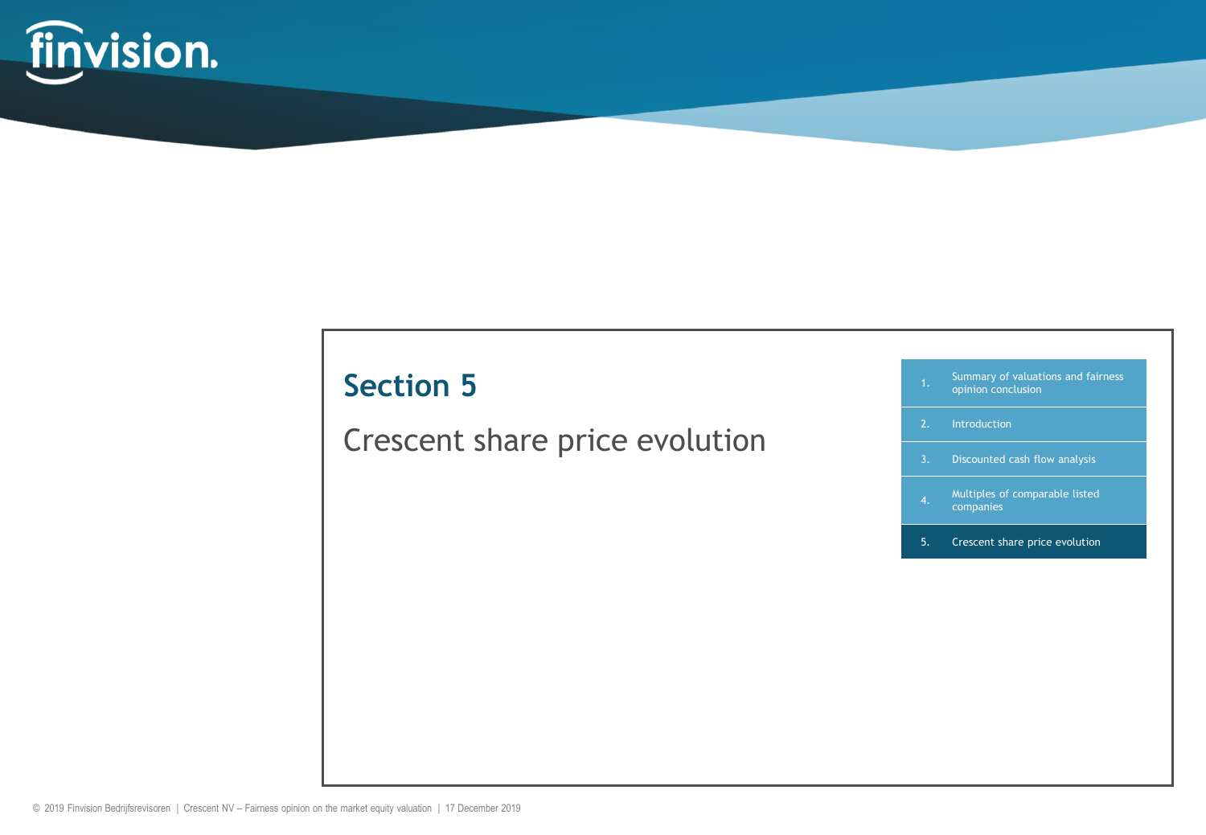# Section 5

## Crescent share price evolution

1. Summary of valuations and fairness opinion conclusion
2. Introduction
3. Discounted cash flow analysis
4. Multiples of comparable listed companies
5. Crescent share price evolution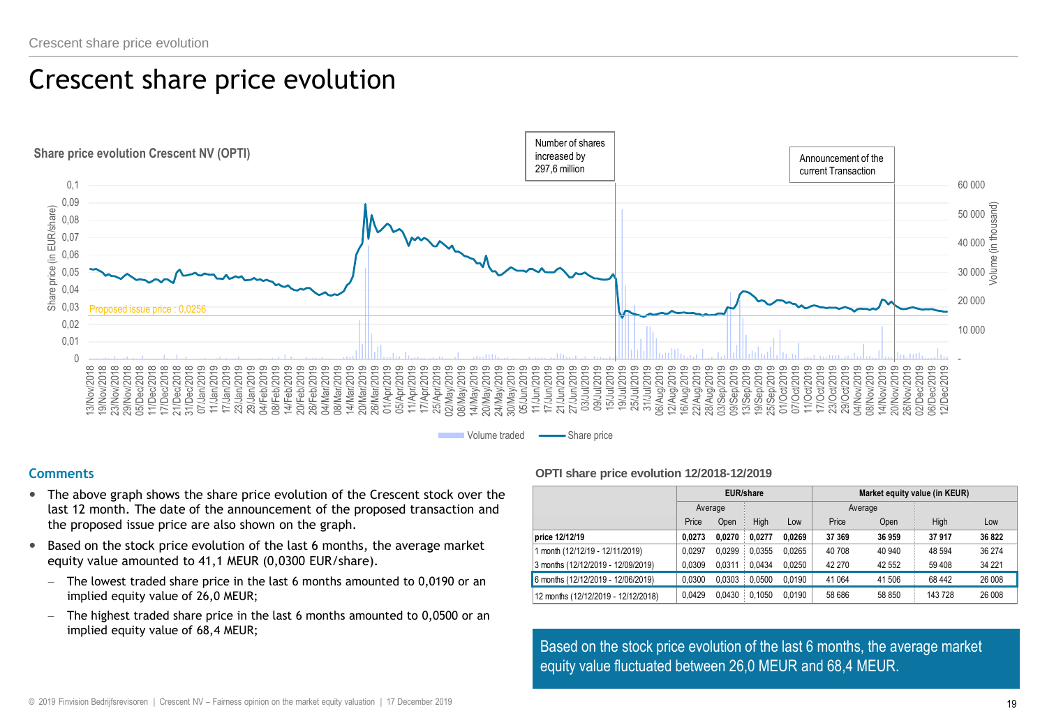# Crescent share price evolution

**Share price evolution Crescent NV (OPTI)**

Number of shares increased by 297,6 million

Announcement of the current Transaction

Proposed issue price : 0,0256

Volume traded — Share price

## Comments

- The above graph shows the share price evolution of the Crescent stock over the last 12 month. The date of the announcement of the proposed transaction and the proposed issue price are also shown on the graph.
- Based on the stock price evolution of the last 6 months, the average market equity value amounted to 41,1 MEUR (0,0300 EUR/share).
  - The lowest traded share price in the last 6 months amounted to 0,0190 or an implied equity value of 26,0 MEUR;
  - The highest traded share price in the last 6 months amounted to 0,0500 or an implied equity value of 68,4 MEUR;

**OPTI share price evolution 12/2018-12/2019**

| | EUR/share | | | | Market equity value (in KEUR) | | | |
|---|---|---|---|---|---|---|---|---|
| | Average | | | | Average | | | |
| | Price | Open | High | Low | Price | Open | High | Low |
| **price 12/12/19** | **0,0273** | **0,0270** | **0,0277** | **0,0269** | **37 369** | **36 959** | **37 917** | **36 822** |
| 1 month (12/12/19 - 12/11/2019) | 0,0297 | 0,0299 | 0,0355 | 0,0265 | 40 708 | 40 940 | 48 594 | 36 274 |
| 3 months (12/12/2019 - 12/09/2019) | 0,0309 | 0,0311 | 0,0434 | 0,0250 | 42 270 | 42 552 | 59 408 | 34 221 |
| 6 months (12/12/2019 - 12/06/2019) | 0,0300 | 0,0303 | 0,0500 | 0,0190 | 41 064 | 41 506 | 68 442 | 26 008 |
| 12 months (12/12/2019 - 12/12/2018) | 0,0429 | 0,0430 | 0,1050 | 0,0190 | 58 686 | 58 850 | 143 728 | 26 008 |

Based on the stock price evolution of the last 6 months, the average market equity value fluctuated between 26,0 MEUR and 68,4 MEUR.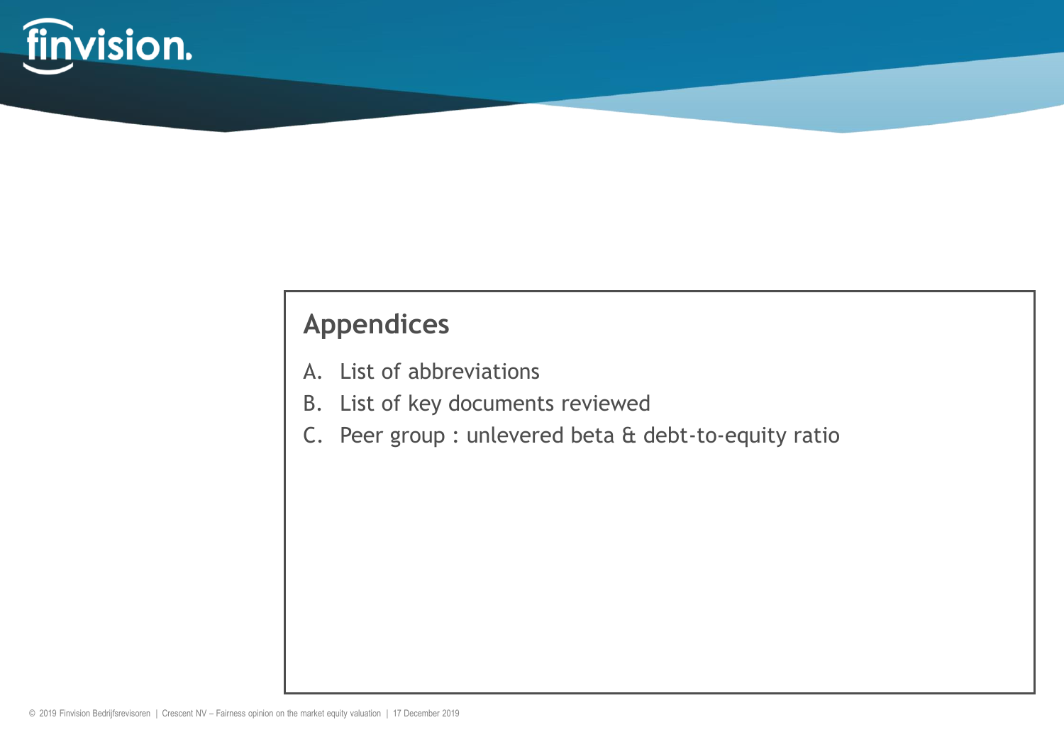## Appendices

A. List of abbreviations
B. List of key documents reviewed
C. Peer group : unlevered beta & debt-to-equity ratio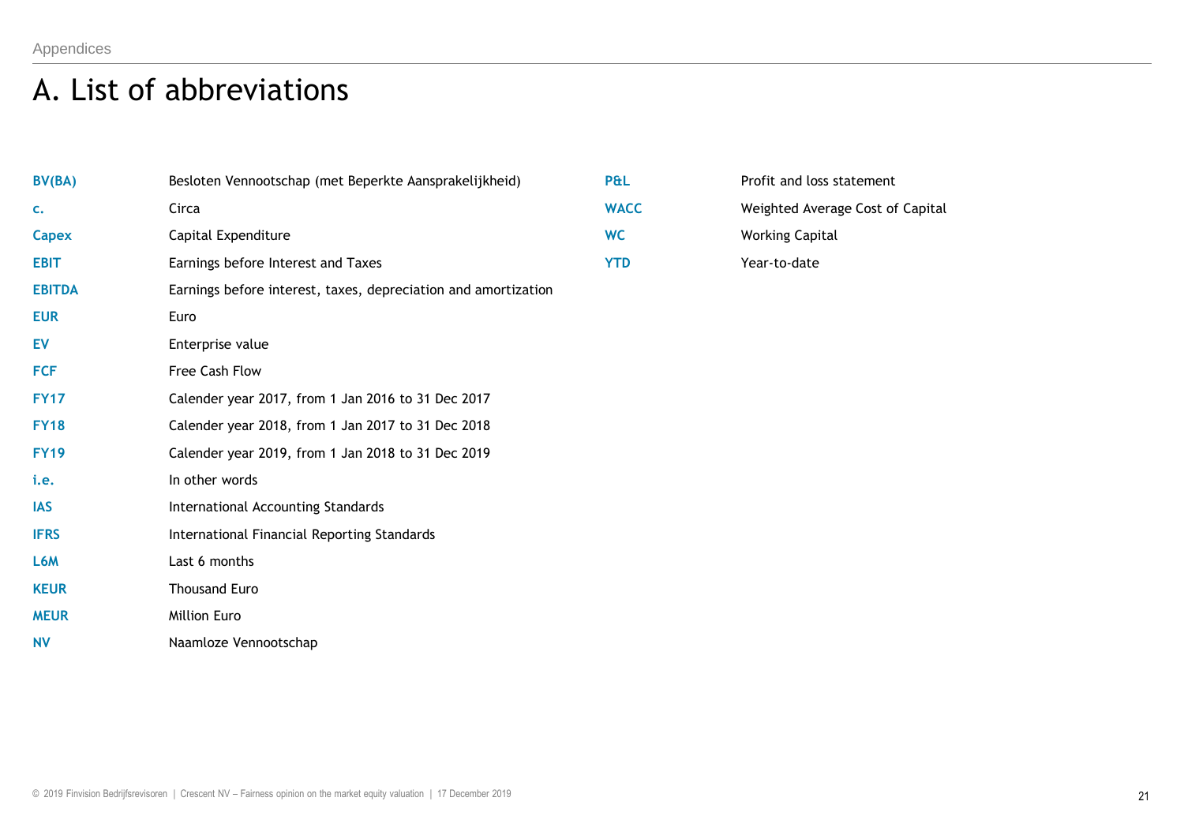# A. List of abbreviations

| | |
|---|---|
| **BV(BA)** | Besloten Vennootschap (met Beperkte Aansprakelijkheid) |
| **c.** | Circa |
| **Capex** | Capital Expenditure |
| **EBIT** | Earnings before Interest and Taxes |
| **EBITDA** | Earnings before interest, taxes, depreciation and amortization |
| **EUR** | Euro |
| **EV** | Enterprise value |
| **FCF** | Free Cash Flow |
| **FY17** | Calender year 2017, from 1 Jan 2016 to 31 Dec 2017 |
| **FY18** | Calender year 2018, from 1 Jan 2017 to 31 Dec 2018 |
| **FY19** | Calender year 2019, from 1 Jan 2018 to 31 Dec 2019 |
| **i.e.** | In other words |
| **IAS** | International Accounting Standards |
| **IFRS** | International Financial Reporting Standards |
| **L6M** | Last 6 months |
| **KEUR** | Thousand Euro |
| **MEUR** | Million Euro |
| **NV** | Naamloze Vennootschap |
| **P&L** | Profit and loss statement |
| **WACC** | Weighted Average Cost of Capital |
| **WC** | Working Capital |
| **YTD** | Year-to-date |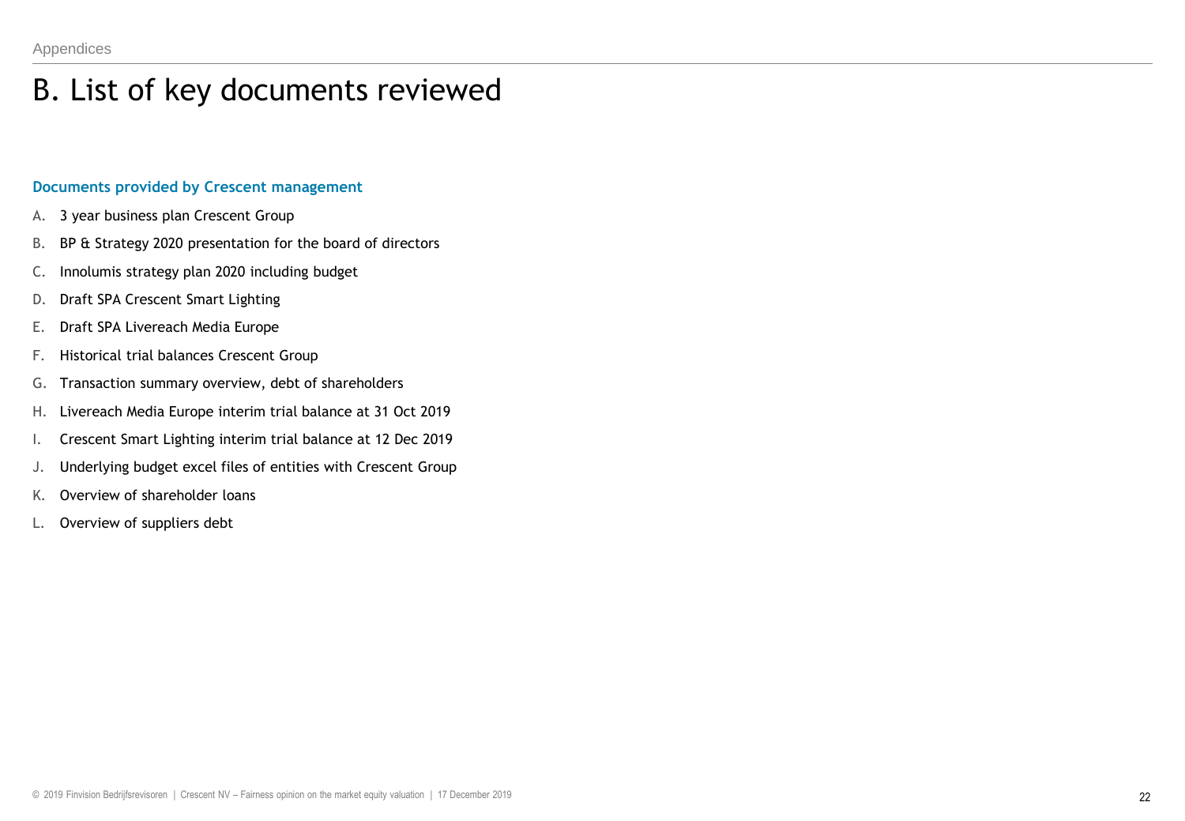# B. List of key documents reviewed

**Documents provided by Crescent management**

A. 3 year business plan Crescent Group

B. BP & Strategy 2020 presentation for the board of directors

C. Innolumis strategy plan 2020 including budget

D. Draft SPA Crescent Smart Lighting

E. Draft SPA Livereach Media Europe

F. Historical trial balances Crescent Group

G. Transaction summary overview, debt of shareholders

H. Livereach Media Europe interim trial balance at 31 Oct 2019

I. Crescent Smart Lighting interim trial balance at 12 Dec 2019

J. Underlying budget excel files of entities with Crescent Group

K. Overview of shareholder loans

L. Overview of suppliers debt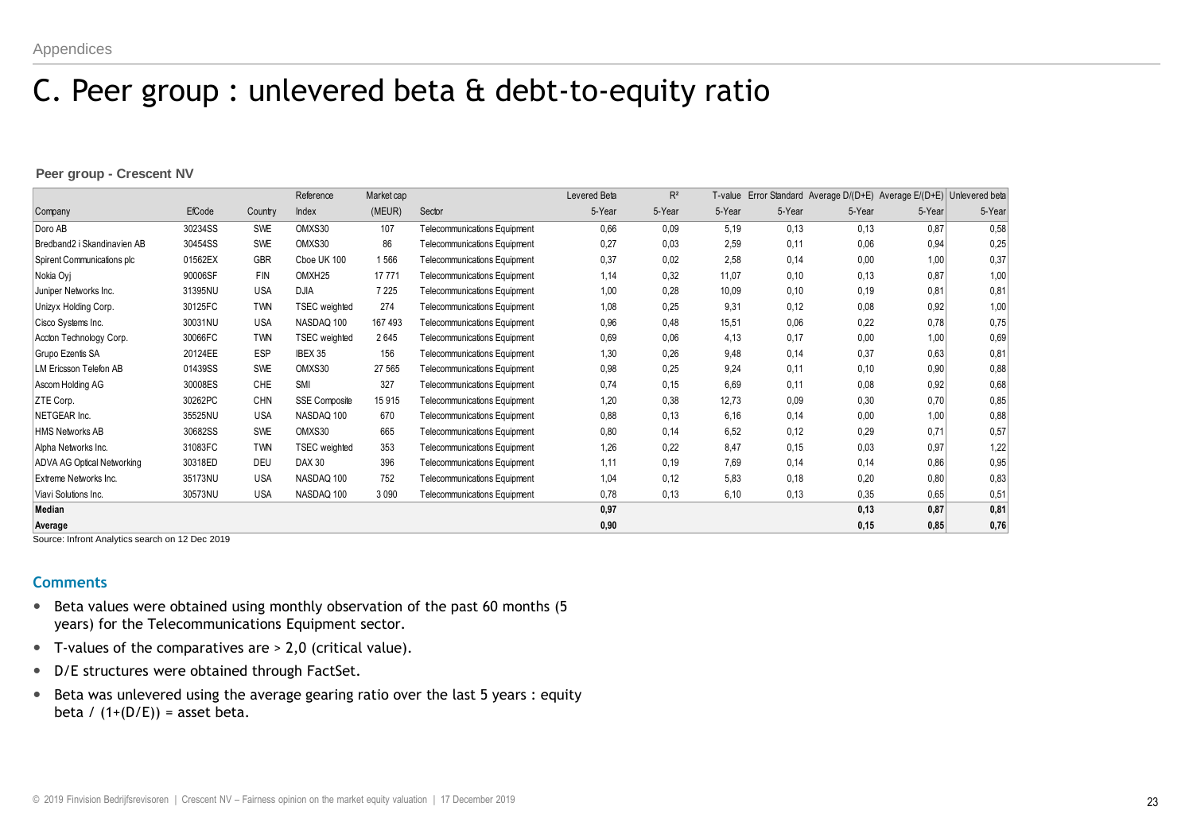Appendices

# C. Peer group : unlevered beta & debt-to-equity ratio

**Peer group - Crescent NV**

| Company | EfCode | Country | Reference Index | Market cap (MEUR) | Sector | Levered Beta 5-Year | R² 5-Year | T-value 5-Year | Error Standard 5-Year | Average D/(D+E) 5-Year | Average E/(D+E) 5-Year | Unlevered beta 5-Year |
|---|---|---|---|---|---|---|---|---|---|---|---|---|
| Doro AB | 30234SS | SWE | OMXS30 | 107 | Telecommunications Equipment | 0,66 | 0,09 | 5,19 | 0,13 | 0,13 | 0,87 | 0,58 |
| Bredband2 i Skandinavien AB | 30454SS | SWE | OMXS30 | 86 | Telecommunications Equipment | 0,27 | 0,03 | 2,59 | 0,11 | 0,06 | 0,94 | 0,25 |
| Spirent Communications plc | 01562EX | GBR | Cboe UK 100 | 1 566 | Telecommunications Equipment | 0,37 | 0,02 | 2,58 | 0,14 | 0,00 | 1,00 | 0,37 |
| Nokia Oyj | 90006SF | FIN | OMXH25 | 17 771 | Telecommunications Equipment | 1,14 | 0,32 | 11,07 | 0,10 | 0,13 | 0,87 | 1,00 |
| Juniper Networks Inc. | 31395NU | USA | DJIA | 7 225 | Telecommunications Equipment | 1,00 | 0,28 | 10,09 | 0,10 | 0,19 | 0,81 | 0,81 |
| Unizyx Holding Corp. | 30125FC | TWN | TSEC weighted | 274 | Telecommunications Equipment | 1,08 | 0,25 | 9,31 | 0,12 | 0,08 | 0,92 | 1,00 |
| Cisco Systems Inc. | 30031NU | USA | NASDAQ 100 | 167 493 | Telecommunications Equipment | 0,96 | 0,48 | 15,51 | 0,06 | 0,22 | 0,78 | 0,75 |
| Accton Technology Corp. | 30066FC | TWN | TSEC weighted | 2 645 | Telecommunications Equipment | 0,69 | 0,06 | 4,13 | 0,17 | 0,00 | 1,00 | 0,69 |
| Grupo Ezentis SA | 20124EE | ESP | IBEX 35 | 156 | Telecommunications Equipment | 1,30 | 0,26 | 9,48 | 0,14 | 0,37 | 0,63 | 0,81 |
| LM Ericsson Telefon AB | 01439SS | SWE | OMXS30 | 27 565 | Telecommunications Equipment | 0,98 | 0,25 | 9,24 | 0,11 | 0,10 | 0,90 | 0,88 |
| Ascom Holding AG | 30008ES | CHE | SMI | 327 | Telecommunications Equipment | 0,74 | 0,15 | 6,69 | 0,11 | 0,08 | 0,92 | 0,68 |
| ZTE Corp. | 30262PC | CHN | SSE Composite | 15 915 | Telecommunications Equipment | 1,20 | 0,38 | 12,73 | 0,09 | 0,30 | 0,70 | 0,85 |
| NETGEAR Inc. | 35525NU | USA | NASDAQ 100 | 670 | Telecommunications Equipment | 0,88 | 0,13 | 6,16 | 0,14 | 0,00 | 1,00 | 0,88 |
| HMS Networks AB | 30682SS | SWE | OMXS30 | 665 | Telecommunications Equipment | 0,80 | 0,14 | 6,52 | 0,12 | 0,29 | 0,71 | 0,57 |
| Alpha Networks Inc. | 31083FC | TWN | TSEC weighted | 353 | Telecommunications Equipment | 1,26 | 0,22 | 8,47 | 0,15 | 0,03 | 0,97 | 1,22 |
| ADVA AG Optical Networking | 30318ED | DEU | DAX 30 | 396 | Telecommunications Equipment | 1,11 | 0,19 | 7,69 | 0,14 | 0,14 | 0,86 | 0,95 |
| Extreme Networks Inc. | 35173NU | USA | NASDAQ 100 | 752 | Telecommunications Equipment | 1,04 | 0,12 | 5,83 | 0,18 | 0,20 | 0,80 | 0,83 |
| Viavi Solutions Inc. | 30573NU | USA | NASDAQ 100 | 3 090 | Telecommunications Equipment | 0,78 | 0,13 | 6,10 | 0,13 | 0,35 | 0,65 | 0,51 |
| **Median** | | | | | | **0,97** | | | | **0,13** | **0,87** | **0,81** |
| **Average** | | | | | | **0,90** | | | | **0,15** | **0,85** | **0,76** |

Source: Infront Analytics search on 12 Dec 2019

### Comments

- Beta values were obtained using monthly observation of the past 60 months (5 years) for the Telecommunications Equipment sector.
- T-values of the comparatives are > 2,0 (critical value).
- D/E structures were obtained through FactSet.
- Beta was unlevered using the average gearing ratio over the last 5 years : equity beta / (1+(D/E)) = asset beta.

© 2019 Finvision Bedrijfsrevisoren | Crescent NV – Fairness opinion on the market equity valuation | 17 December 2019